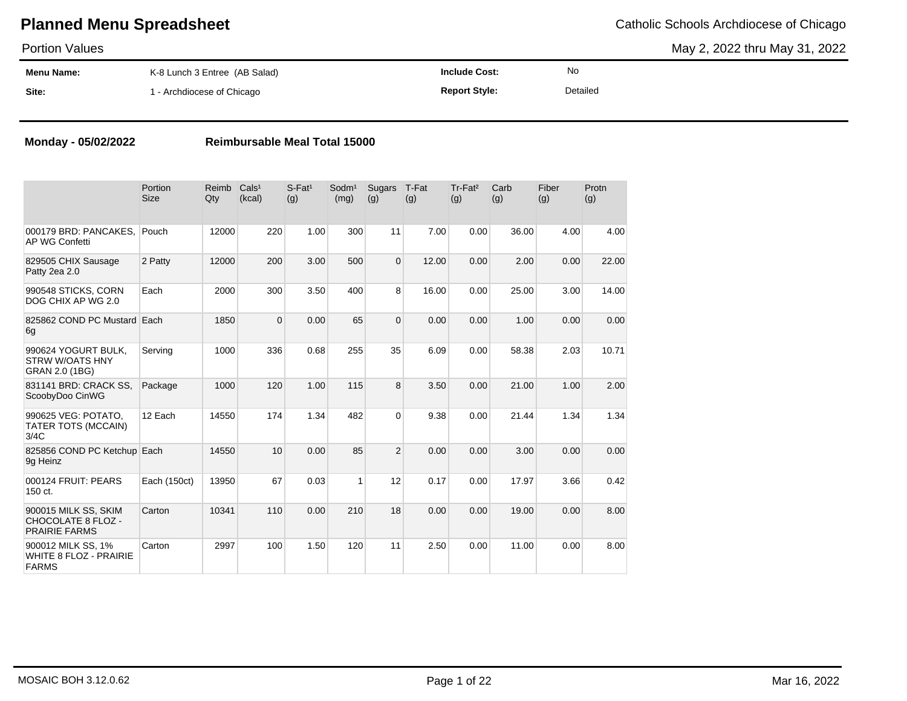# Planned Menu Spreadsheet

Catholic Schools Archdiocese of Chicago

Portion Values

May 2, 2022 thru May 31, 2022

| | | | |
|---|---|---|---|
| **Menu Name:** | K-8 Lunch 3 Entree (AB Salad) | **Include Cost:** | No |
| **Site:** | 1 - Archdiocese of Chicago | **Report Style:** | Detailed |

**Monday - 05/02/2022** **Reimbursable Meal Total 15000**

| | Portion Size | Reimb Qty | Cals[1] (kcal) | S-Fat[1] (g) | Sodm[1] (mg) | Sugars (g) | T-Fat (g) | Tr-Fat[2] (g) | Carb (g) | Fiber (g) | Protn (g) |
|---|---|---|---|---|---|---|---|---|---|---|---|
| 000179 BRD: PANCAKES, AP WG Confetti | Pouch | 12000 | 220 | 1.00 | 300 | 11 | 7.00 | 0.00 | 36.00 | 4.00 | 4.00 |
| 829505 CHIX Sausage Patty 2ea 2.0 | 2 Patty | 12000 | 200 | 3.00 | 500 | 0 | 12.00 | 0.00 | 2.00 | 0.00 | 22.00 |
| 990548 STICKS, CORN DOG CHIX AP WG 2.0 | Each | 2000 | 300 | 3.50 | 400 | 8 | 16.00 | 0.00 | 25.00 | 3.00 | 14.00 |
| 825862 COND PC Mustard 6g | Each | 1850 | 0 | 0.00 | 65 | 0 | 0.00 | 0.00 | 1.00 | 0.00 | 0.00 |
| 990624 YOGURT BULK, STRW W/OATS HNY GRAN 2.0 (1BG) | Serving | 1000 | 336 | 0.68 | 255 | 35 | 6.09 | 0.00 | 58.38 | 2.03 | 10.71 |
| 831141 BRD: CRACK SS, ScoobyDoo CinWG | Package | 1000 | 120 | 1.00 | 115 | 8 | 3.50 | 0.00 | 21.00 | 1.00 | 2.00 |
| 990625 VEG: POTATO, TATER TOTS (MCCAIN) 3/4C | 12 Each | 14550 | 174 | 1.34 | 482 | 0 | 9.38 | 0.00 | 21.44 | 1.34 | 1.34 |
| 825856 COND PC Ketchup 9g Heinz | Each | 14550 | 10 | 0.00 | 85 | 2 | 0.00 | 0.00 | 3.00 | 0.00 | 0.00 |
| 000124 FRUIT: PEARS 150 ct. | Each (150ct) | 13950 | 67 | 0.03 | 1 | 12 | 0.17 | 0.00 | 17.97 | 3.66 | 0.42 |
| 900015 MILK SS, SKIM CHOCOLATE 8 FLOZ - PRAIRIE FARMS | Carton | 10341 | 110 | 0.00 | 210 | 18 | 0.00 | 0.00 | 19.00 | 0.00 | 8.00 |
| 900012 MILK SS, 1% WHITE 8 FLOZ - PRAIRIE FARMS | Carton | 2997 | 100 | 1.50 | 120 | 11 | 2.50 | 0.00 | 11.00 | 0.00 | 8.00 |

MOSAIC BOH 3.12.0.62

Mar 16, 2022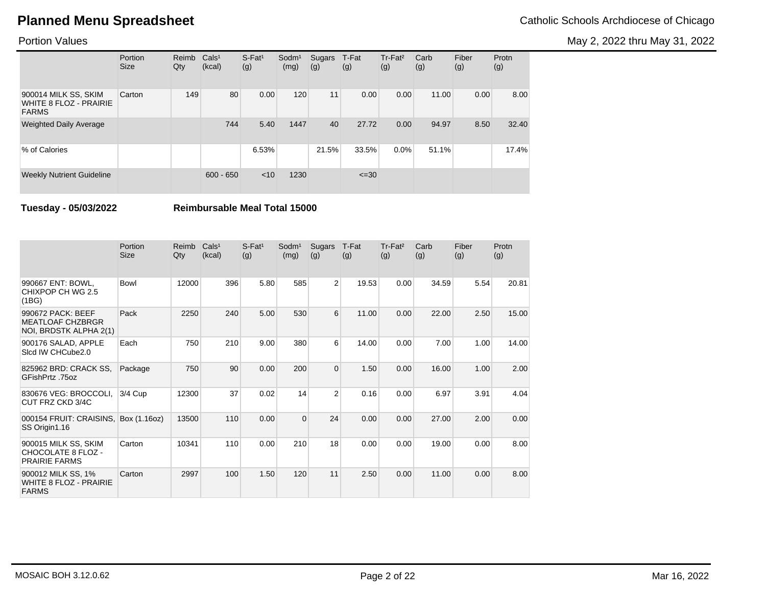# Planned Menu Spreadsheet

Catholic Schools Archdiocese of Chicago

Portion Values

May 2, 2022 thru May 31, 2022

| | Portion Size | Reimb Qty | Cals[1] (kcal) | S-Fat[1] (g) | Sodm[1] (mg) | Sugars (g) | T-Fat (g) | Tr-Fat[2] (g) | Carb (g) | Fiber (g) | Protn (g) |
|---|---|---|---|---|---|---|---|---|---|---|---|
| 900014 MILK SS, SKIM WHITE 8 FLOZ - PRAIRIE FARMS | Carton | 149 | 80 | 0.00 | 120 | 11 | 0.00 | 0.00 | 11.00 | 0.00 | 8.00 |
| Weighted Daily Average | | | 744 | 5.40 | 1447 | 40 | 27.72 | 0.00 | 94.97 | 8.50 | 32.40 |
| % of Calories | | | | 6.53% | | 21.5% | 33.5% | 0.0% | 51.1% | | 17.4% |
| Weekly Nutrient Guideline | | | 600 - 650 | <10 | 1230 | | <=30 | | | | |

**Tuesday - 05/03/2022** **Reimbursable Meal Total 15000**

| | Portion Size | Reimb Qty | Cals[1] (kcal) | S-Fat[1] (g) | Sodm[1] (mg) | Sugars (g) | T-Fat (g) | Tr-Fat[2] (g) | Carb (g) | Fiber (g) | Protn (g) |
|---|---|---|---|---|---|---|---|---|---|---|---|
| 990667 ENT: BOWL, CHIXPOP CH WG 2.5 (1BG) | Bowl | 12000 | 396 | 5.80 | 585 | 2 | 19.53 | 0.00 | 34.59 | 5.54 | 20.81 |
| 990672 PACK: BEEF MEATLOAF CHZBRGR NOI, BRDSTK ALPHA 2(1) | Pack | 2250 | 240 | 5.00 | 530 | 6 | 11.00 | 0.00 | 22.00 | 2.50 | 15.00 |
| 900176 SALAD, APPLE Slcd IW CHCube2.0 | Each | 750 | 210 | 9.00 | 380 | 6 | 14.00 | 0.00 | 7.00 | 1.00 | 14.00 |
| 825962 BRD: CRACK SS, GFishPrtz .75oz | Package | 750 | 90 | 0.00 | 200 | 0 | 1.50 | 0.00 | 16.00 | 1.00 | 2.00 |
| 830676 VEG: BROCCOLI, CUT FRZ CKD 3/4C | 3/4 Cup | 12300 | 37 | 0.02 | 14 | 2 | 0.16 | 0.00 | 6.97 | 3.91 | 4.04 |
| 000154 FRUIT: CRAISINS, SS Origin1.16 | Box (1.16oz) | 13500 | 110 | 0.00 | 0 | 24 | 0.00 | 0.00 | 27.00 | 2.00 | 0.00 |
| 900015 MILK SS, SKIM CHOCOLATE 8 FLOZ - PRAIRIE FARMS | Carton | 10341 | 110 | 0.00 | 210 | 18 | 0.00 | 0.00 | 19.00 | 0.00 | 8.00 |
| 900012 MILK SS, 1% WHITE 8 FLOZ - PRAIRIE FARMS | Carton | 2997 | 100 | 1.50 | 120 | 11 | 2.50 | 0.00 | 11.00 | 0.00 | 8.00 |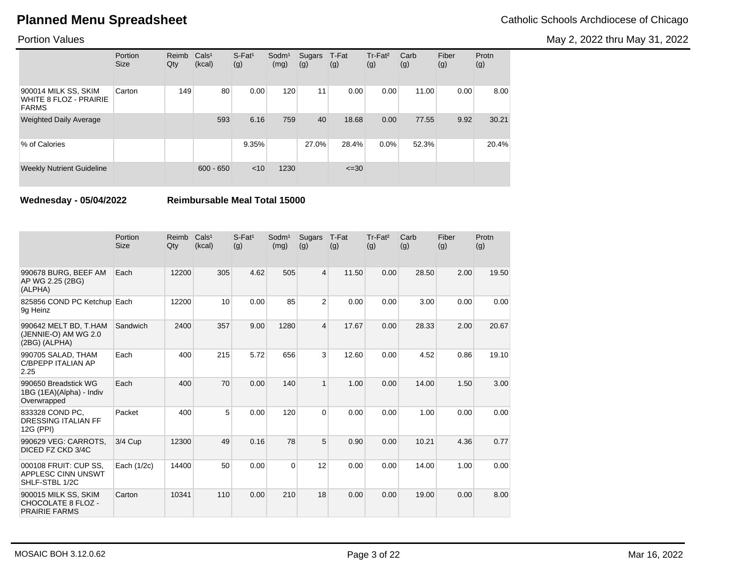# Planned Menu Spreadsheet

Catholic Schools Archdiocese of Chicago

Portion Values

May 2, 2022 thru May 31, 2022

| | Portion Size | Reimb Qty | Cals[1] (kcal) | S-Fat[1] (g) | Sodm[1] (mg) | Sugars (g) | T-Fat (g) | Tr-Fat[2] (g) | Carb (g) | Fiber (g) | Protn (g) |
|---|---|---|---|---|---|---|---|---|---|---|---|
| 900014 MILK SS, SKIM WHITE 8 FLOZ - PRAIRIE FARMS | Carton | 149 | 80 | 0.00 | 120 | 11 | 0.00 | 0.00 | 11.00 | 0.00 | 8.00 |
| Weighted Daily Average | | | 593 | 6.16 | 759 | 40 | 18.68 | 0.00 | 77.55 | 9.92 | 30.21 |
| % of Calories | | | | 9.35% | | 27.0% | 28.4% | 0.0% | 52.3% | | 20.4% |
| Weekly Nutrient Guideline | | | 600 - 650 | <10 | 1230 | | <=30 | | | | |

**Wednesday - 05/04/2022** **Reimbursable Meal Total 15000**

| | Portion Size | Reimb Qty | Cals[1] (kcal) | S-Fat[1] (g) | Sodm[1] (mg) | Sugars (g) | T-Fat (g) | Tr-Fat[2] (g) | Carb (g) | Fiber (g) | Protn (g) |
|---|---|---|---|---|---|---|---|---|---|---|---|
| 990678 BURG, BEEF AM AP WG 2.25 (2BG) (ALPHA) | Each | 12200 | 305 | 4.62 | 505 | 4 | 11.50 | 0.00 | 28.50 | 2.00 | 19.50 |
| 825856 COND PC Ketchup 9g Heinz | Each | 12200 | 10 | 0.00 | 85 | 2 | 0.00 | 0.00 | 3.00 | 0.00 | 0.00 |
| 990642 MELT BD, T.HAM (JENNIE-O) AM WG 2.0 (2BG) (ALPHA) | Sandwich | 2400 | 357 | 9.00 | 1280 | 4 | 17.67 | 0.00 | 28.33 | 2.00 | 20.67 |
| 990705 SALAD, THAM C/BPEPP ITALIAN AP 2.25 | Each | 400 | 215 | 5.72 | 656 | 3 | 12.60 | 0.00 | 4.52 | 0.86 | 19.10 |
| 990650 Breadstick WG 1BG (1EA)(Alpha) - Indiv Overwrapped | Each | 400 | 70 | 0.00 | 140 | 1 | 1.00 | 0.00 | 14.00 | 1.50 | 3.00 |
| 833328 COND PC, DRESSING ITALIAN FF 12G (PPI) | Packet | 400 | 5 | 0.00 | 120 | 0 | 0.00 | 0.00 | 1.00 | 0.00 | 0.00 |
| 990629 VEG: CARROTS, DICED FZ CKD 3/4C | 3/4 Cup | 12300 | 49 | 0.16 | 78 | 5 | 0.90 | 0.00 | 10.21 | 4.36 | 0.77 |
| 000108 FRUIT: CUP SS, APPLESC CINN UNSWT SHLF-STBL 1/2C | Each (1/2c) | 14400 | 50 | 0.00 | 0 | 12 | 0.00 | 0.00 | 14.00 | 1.00 | 0.00 |
| 900015 MILK SS, SKIM CHOCOLATE 8 FLOZ - PRAIRIE FARMS | Carton | 10341 | 110 | 0.00 | 210 | 18 | 0.00 | 0.00 | 19.00 | 0.00 | 8.00 |

MOSAIC BOH 3.12.0.62

Mar 16, 2022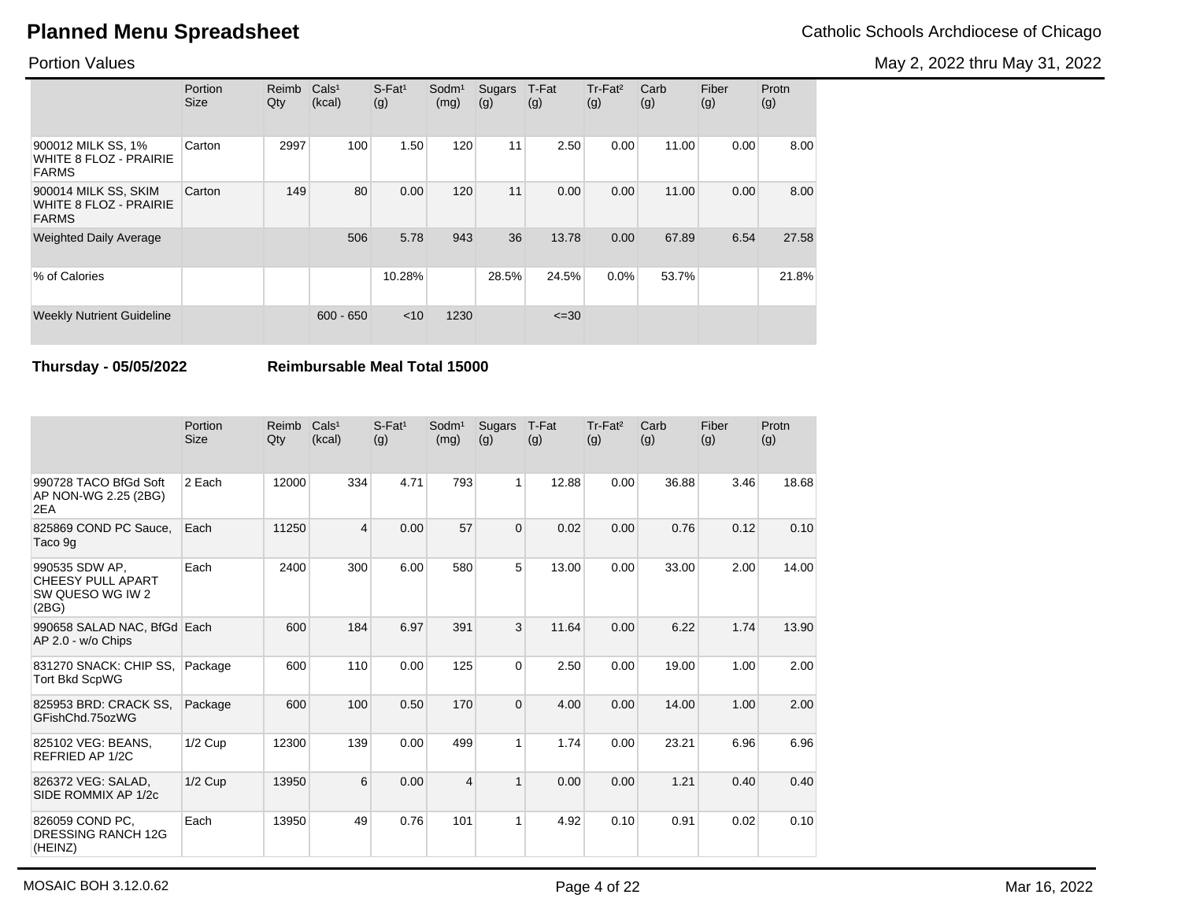# Planned Menu Spreadsheet

Catholic Schools Archdiocese of Chicago

Portion Values

May 2, 2022 thru May 31, 2022

| | Portion Size | Reimb Qty | Cals[1] (kcal) | S-Fat[1] (g) | Sodm[1] (mg) | Sugars (g) | T-Fat (g) | Tr-Fat[2] (g) | Carb (g) | Fiber (g) | Protn (g) |
|---|---|---|---|---|---|---|---|---|---|---|---|
| 900012 MILK SS, 1% WHITE 8 FLOZ - PRAIRIE FARMS | Carton | 2997 | 100 | 1.50 | 120 | 11 | 2.50 | 0.00 | 11.00 | 0.00 | 8.00 |
| 900014 MILK SS, SKIM WHITE 8 FLOZ - PRAIRIE FARMS | Carton | 149 | 80 | 0.00 | 120 | 11 | 0.00 | 0.00 | 11.00 | 0.00 | 8.00 |
| Weighted Daily Average | | | 506 | 5.78 | 943 | 36 | 13.78 | 0.00 | 67.89 | 6.54 | 27.58 |
| % of Calories | | | | 10.28% | | 28.5% | 24.5% | 0.0% | 53.7% | | 21.8% |
| Weekly Nutrient Guideline | | | 600 - 650 | <10 | 1230 | | <=30 | | | | |

**Thursday - 05/05/2022** **Reimbursable Meal Total 15000**

| | Portion Size | Reimb Qty | Cals[1] (kcal) | S-Fat[1] (g) | Sodm[1] (mg) | Sugars (g) | T-Fat (g) | Tr-Fat[2] (g) | Carb (g) | Fiber (g) | Protn (g) |
|---|---|---|---|---|---|---|---|---|---|---|---|
| 990728 TACO BfGd Soft AP NON-WG 2.25 (2BG) 2EA | 2 Each | 12000 | 334 | 4.71 | 793 | 1 | 12.88 | 0.00 | 36.88 | 3.46 | 18.68 |
| 825869 COND PC Sauce, Taco 9g | Each | 11250 | 4 | 0.00 | 57 | 0 | 0.02 | 0.00 | 0.76 | 0.12 | 0.10 |
| 990535 SDW AP, CHEESY PULL APART SW QUESO WG IW 2 (2BG) | Each | 2400 | 300 | 6.00 | 580 | 5 | 13.00 | 0.00 | 33.00 | 2.00 | 14.00 |
| 990658 SALAD NAC, BfGd AP 2.0 - w/o Chips | Each | 600 | 184 | 6.97 | 391 | 3 | 11.64 | 0.00 | 6.22 | 1.74 | 13.90 |
| 831270 SNACK: CHIP SS, Tort Bkd ScpWG | Package | 600 | 110 | 0.00 | 125 | 0 | 2.50 | 0.00 | 19.00 | 1.00 | 2.00 |
| 825953 BRD: CRACK SS, GFishChd.75ozWG | Package | 600 | 100 | 0.50 | 170 | 0 | 4.00 | 0.00 | 14.00 | 1.00 | 2.00 |
| 825102 VEG: BEANS, REFRIED AP 1/2C | 1/2 Cup | 12300 | 139 | 0.00 | 499 | 1 | 1.74 | 0.00 | 23.21 | 6.96 | 6.96 |
| 826372 VEG: SALAD, SIDE ROMMIX AP 1/2c | 1/2 Cup | 13950 | 6 | 0.00 | 4 | 1 | 0.00 | 0.00 | 1.21 | 0.40 | 0.40 |
| 826059 COND PC, DRESSING RANCH 12G (HEINZ) | Each | 13950 | 49 | 0.76 | 101 | 1 | 4.92 | 0.10 | 0.91 | 0.02 | 0.10 |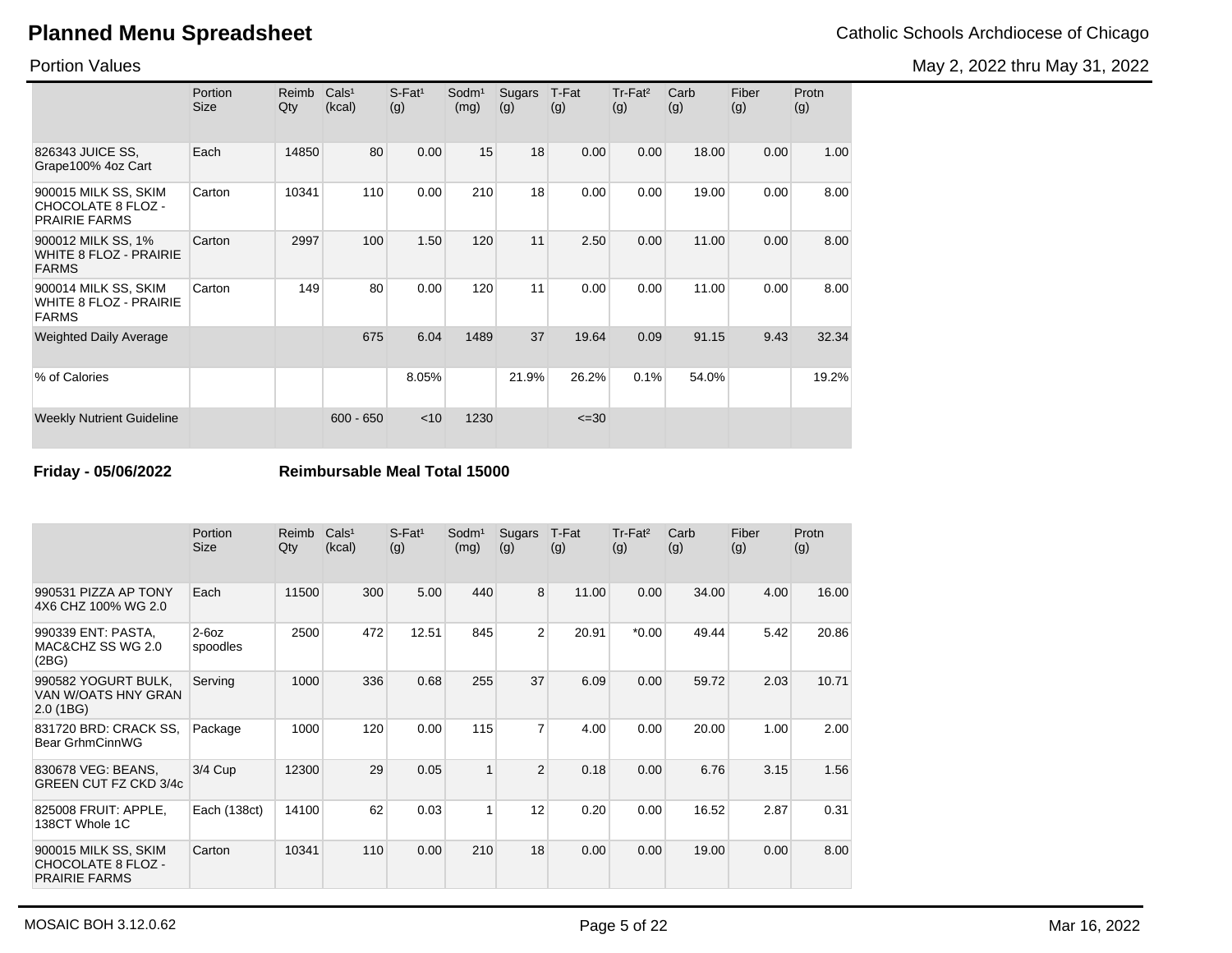# Planned Menu Spreadsheet

Catholic Schools Archdiocese of Chicago

Portion Values

May 2, 2022 thru May 31, 2022

| | Portion Size | Reimb Qty | Cals¹ (kcal) | S-Fat¹ (g) | Sodm¹ (mg) | Sugars (g) | T-Fat (g) | Tr-Fat² (g) | Carb (g) | Fiber (g) | Protn (g) |
|---|---|---|---|---|---|---|---|---|---|---|---|
| 826343 JUICE SS, Grape100% 4oz Cart | Each | 14850 | 80 | 0.00 | 15 | 18 | 0.00 | 0.00 | 18.00 | 0.00 | 1.00 |
| 900015 MILK SS, SKIM CHOCOLATE 8 FLOZ - PRAIRIE FARMS | Carton | 10341 | 110 | 0.00 | 210 | 18 | 0.00 | 0.00 | 19.00 | 0.00 | 8.00 |
| 900012 MILK SS, 1% WHITE 8 FLOZ - PRAIRIE FARMS | Carton | 2997 | 100 | 1.50 | 120 | 11 | 2.50 | 0.00 | 11.00 | 0.00 | 8.00 |
| 900014 MILK SS, SKIM WHITE 8 FLOZ - PRAIRIE FARMS | Carton | 149 | 80 | 0.00 | 120 | 11 | 0.00 | 0.00 | 11.00 | 0.00 | 8.00 |
| Weighted Daily Average | | | 675 | 6.04 | 1489 | 37 | 19.64 | 0.09 | 91.15 | 9.43 | 32.34 |
| % of Calories | | | | 8.05% | | 21.9% | 26.2% | 0.1% | 54.0% | | 19.2% |
| Weekly Nutrient Guideline | | | 600 - 650 | <10 | 1230 | | <=30 | | | | |

**Friday - 05/06/2022** **Reimbursable Meal Total 15000**

| | Portion Size | Reimb Qty | Cals¹ (kcal) | S-Fat¹ (g) | Sodm¹ (mg) | Sugars (g) | T-Fat (g) | Tr-Fat² (g) | Carb (g) | Fiber (g) | Protn (g) |
|---|---|---|---|---|---|---|---|---|---|---|---|
| 990531 PIZZA AP TONY 4X6 CHZ 100% WG 2.0 | Each | 11500 | 300 | 5.00 | 440 | 8 | 11.00 | 0.00 | 34.00 | 4.00 | 16.00 |
| 990339 ENT: PASTA, MAC&CHZ SS WG 2.0 (2BG) | 2-6oz spoodles | 2500 | 472 | 12.51 | 845 | 2 | 20.91 | *0.00 | 49.44 | 5.42 | 20.86 |
| 990582 YOGURT BULK, VAN W/OATS HNY GRAN 2.0 (1BG) | Serving | 1000 | 336 | 0.68 | 255 | 37 | 6.09 | 0.00 | 59.72 | 2.03 | 10.71 |
| 831720 BRD: CRACK SS, Bear GrhmCinnWG | Package | 1000 | 120 | 0.00 | 115 | 7 | 4.00 | 0.00 | 20.00 | 1.00 | 2.00 |
| 830678 VEG: BEANS, GREEN CUT FZ CKD 3/4c | 3/4 Cup | 12300 | 29 | 0.05 | 1 | 2 | 0.18 | 0.00 | 6.76 | 3.15 | 1.56 |
| 825008 FRUIT: APPLE, 138CT Whole 1C | Each (138ct) | 14100 | 62 | 0.03 | 1 | 12 | 0.20 | 0.00 | 16.52 | 2.87 | 0.31 |
| 900015 MILK SS, SKIM CHOCOLATE 8 FLOZ - PRAIRIE FARMS | Carton | 10341 | 110 | 0.00 | 210 | 18 | 0.00 | 0.00 | 19.00 | 0.00 | 8.00 |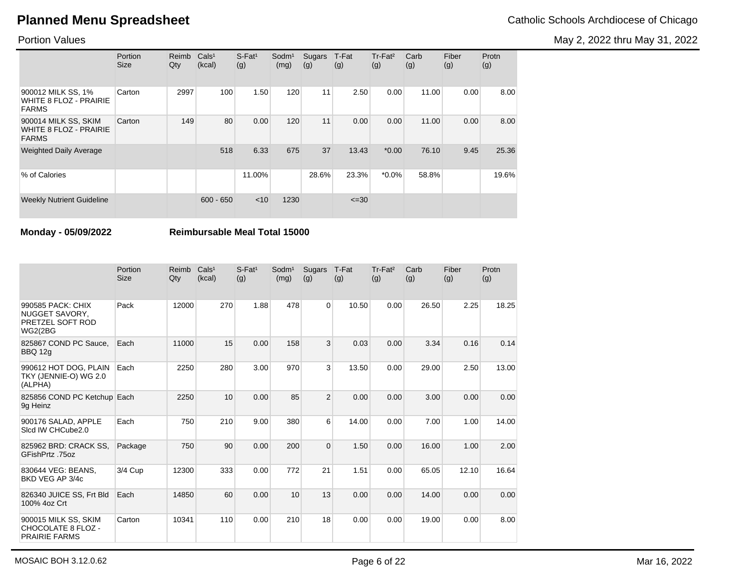# Planned Menu Spreadsheet

Catholic Schools Archdiocese of Chicago

Portion Values

May 2, 2022 thru May 31, 2022

| | Portion Size | Reimb Qty | Cals¹ (kcal) | S-Fat¹ (g) | Sodm¹ (mg) | Sugars (g) | T-Fat (g) | Tr-Fat² (g) | Carb (g) | Fiber (g) | Protn (g) |
|---|---|---|---|---|---|---|---|---|---|---|---|
| 900012 MILK SS, 1% WHITE 8 FLOZ - PRAIRIE FARMS | Carton | 2997 | 100 | 1.50 | 120 | 11 | 2.50 | 0.00 | 11.00 | 0.00 | 8.00 |
| 900014 MILK SS, SKIM WHITE 8 FLOZ - PRAIRIE FARMS | Carton | 149 | 80 | 0.00 | 120 | 11 | 0.00 | 0.00 | 11.00 | 0.00 | 8.00 |
| Weighted Daily Average | | | 518 | 6.33 | 675 | 37 | 13.43 | *0.00 | 76.10 | 9.45 | 25.36 |
| % of Calories | | | | 11.00% | | 28.6% | 23.3% | *0.0% | 58.8% | | 19.6% |
| Weekly Nutrient Guideline | | | 600 - 650 | <10 | 1230 | | <=30 | | | | |

**Monday - 05/09/2022** **Reimbursable Meal Total 15000**

| | Portion Size | Reimb Qty | Cals¹ (kcal) | S-Fat¹ (g) | Sodm¹ (mg) | Sugars (g) | T-Fat (g) | Tr-Fat² (g) | Carb (g) | Fiber (g) | Protn (g) |
|---|---|---|---|---|---|---|---|---|---|---|---|
| 990585 PACK: CHIX NUGGET SAVORY, PRETZEL SOFT ROD WG2(2BG | Pack | 12000 | 270 | 1.88 | 478 | 0 | 10.50 | 0.00 | 26.50 | 2.25 | 18.25 |
| 825867 COND PC Sauce, BBQ 12g | Each | 11000 | 15 | 0.00 | 158 | 3 | 0.03 | 0.00 | 3.34 | 0.16 | 0.14 |
| 990612 HOT DOG, PLAIN TKY (JENNIE-O) WG 2.0 (ALPHA) | Each | 2250 | 280 | 3.00 | 970 | 3 | 13.50 | 0.00 | 29.00 | 2.50 | 13.00 |
| 825856 COND PC Ketchup 9g Heinz | Each | 2250 | 10 | 0.00 | 85 | 2 | 0.00 | 0.00 | 3.00 | 0.00 | 0.00 |
| 900176 SALAD, APPLE Slcd IW CHCube2.0 | Each | 750 | 210 | 9.00 | 380 | 6 | 14.00 | 0.00 | 7.00 | 1.00 | 14.00 |
| 825962 BRD: CRACK SS, GFishPrtz .75oz | Package | 750 | 90 | 0.00 | 200 | 0 | 1.50 | 0.00 | 16.00 | 1.00 | 2.00 |
| 830644 VEG: BEANS, BKD VEG AP 3/4c | 3/4 Cup | 12300 | 333 | 0.00 | 772 | 21 | 1.51 | 0.00 | 65.05 | 12.10 | 16.64 |
| 826340 JUICE SS, Frt Bld 100% 4oz Crt | Each | 14850 | 60 | 0.00 | 10 | 13 | 0.00 | 0.00 | 14.00 | 0.00 | 0.00 |
| 900015 MILK SS, SKIM CHOCOLATE 8 FLOZ - PRAIRIE FARMS | Carton | 10341 | 110 | 0.00 | 210 | 18 | 0.00 | 0.00 | 19.00 | 0.00 | 8.00 |

MOSAIC BOH 3.12.0.62

Mar 16, 2022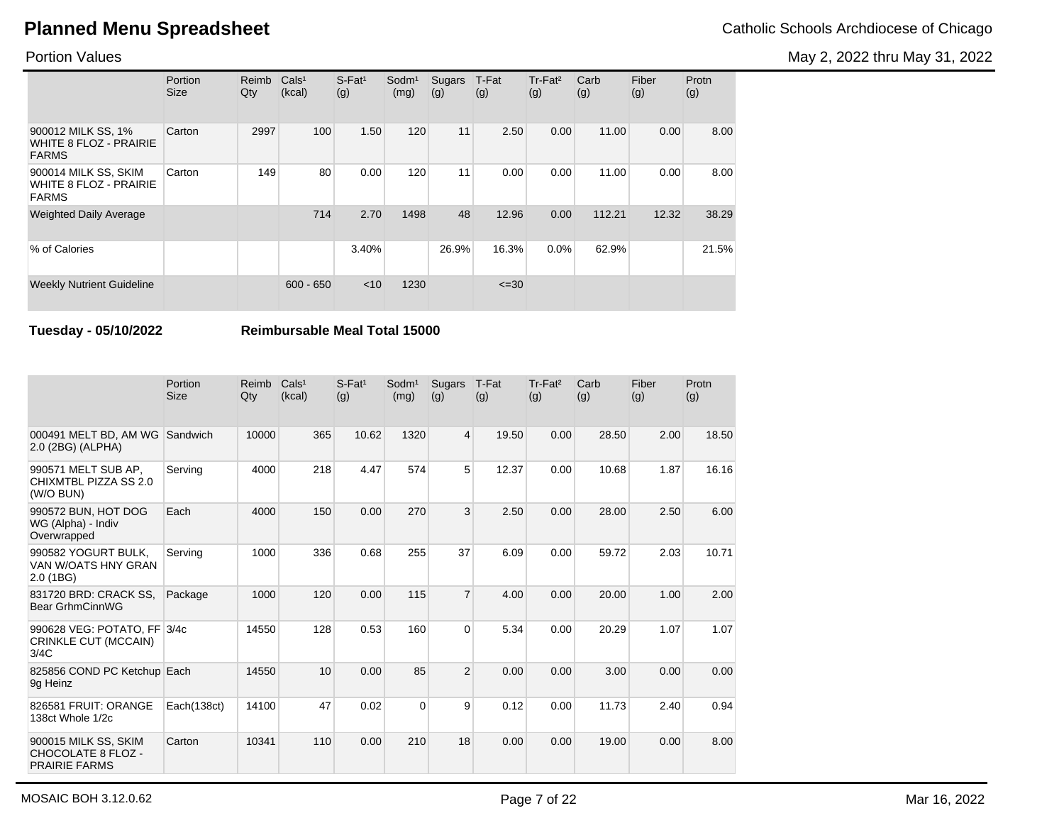# Planned Menu Spreadsheet

Catholic Schools Archdiocese of Chicago

Portion Values

May 2, 2022 thru May 31, 2022

| | Portion Size | Reimb Qty | Cals¹ (kcal) | S-Fat¹ (g) | Sodm¹ (mg) | Sugars (g) | T-Fat (g) | Tr-Fat² (g) | Carb (g) | Fiber (g) | Protn (g) |
|---|---|---|---|---|---|---|---|---|---|---|---|
| 900012 MILK SS, 1% WHITE 8 FLOZ - PRAIRIE FARMS | Carton | 2997 | 100 | 1.50 | 120 | 11 | 2.50 | 0.00 | 11.00 | 0.00 | 8.00 |
| 900014 MILK SS, SKIM WHITE 8 FLOZ - PRAIRIE FARMS | Carton | 149 | 80 | 0.00 | 120 | 11 | 0.00 | 0.00 | 11.00 | 0.00 | 8.00 |
| Weighted Daily Average | | | 714 | 2.70 | 1498 | 48 | 12.96 | 0.00 | 112.21 | 12.32 | 38.29 |
| % of Calories | | | | 3.40% | | 26.9% | 16.3% | 0.0% | 62.9% | | 21.5% |
| Weekly Nutrient Guideline | | | 600 - 650 | <10 | 1230 | | <=30 | | | | |

**Tuesday - 05/10/2022** **Reimbursable Meal Total 15000**

| | Portion Size | Reimb Qty | Cals¹ (kcal) | S-Fat¹ (g) | Sodm¹ (mg) | Sugars (g) | T-Fat (g) | Tr-Fat² (g) | Carb (g) | Fiber (g) | Protn (g) |
|---|---|---|---|---|---|---|---|---|---|---|---|
| 000491 MELT BD, AM WG 2.0 (2BG) (ALPHA) | Sandwich | 10000 | 365 | 10.62 | 1320 | 4 | 19.50 | 0.00 | 28.50 | 2.00 | 18.50 |
| 990571 MELT SUB AP, CHIXMTBL PIZZA SS 2.0 (W/O BUN) | Serving | 4000 | 218 | 4.47 | 574 | 5 | 12.37 | 0.00 | 10.68 | 1.87 | 16.16 |
| 990572 BUN, HOT DOG WG (Alpha) - Indiv Overwrapped | Each | 4000 | 150 | 0.00 | 270 | 3 | 2.50 | 0.00 | 28.00 | 2.50 | 6.00 |
| 990582 YOGURT BULK, VAN W/OATS HNY GRAN 2.0 (1BG) | Serving | 1000 | 336 | 0.68 | 255 | 37 | 6.09 | 0.00 | 59.72 | 2.03 | 10.71 |
| 831720 BRD: CRACK SS, Bear GrhmCinnWG | Package | 1000 | 120 | 0.00 | 115 | 7 | 4.00 | 0.00 | 20.00 | 1.00 | 2.00 |
| 990628 VEG: POTATO, FF CRINKLE CUT (MCCAIN) 3/4C | 3/4c | 14550 | 128 | 0.53 | 160 | 0 | 5.34 | 0.00 | 20.29 | 1.07 | 1.07 |
| 825856 COND PC Ketchup 9g Heinz | Each | 14550 | 10 | 0.00 | 85 | 2 | 0.00 | 0.00 | 3.00 | 0.00 | 0.00 |
| 826581 FRUIT: ORANGE 138ct Whole 1/2c | Each(138ct) | 14100 | 47 | 0.02 | 0 | 9 | 0.12 | 0.00 | 11.73 | 2.40 | 0.94 |
| 900015 MILK SS, SKIM CHOCOLATE 8 FLOZ - PRAIRIE FARMS | Carton | 10341 | 110 | 0.00 | 210 | 18 | 0.00 | 0.00 | 19.00 | 0.00 | 8.00 |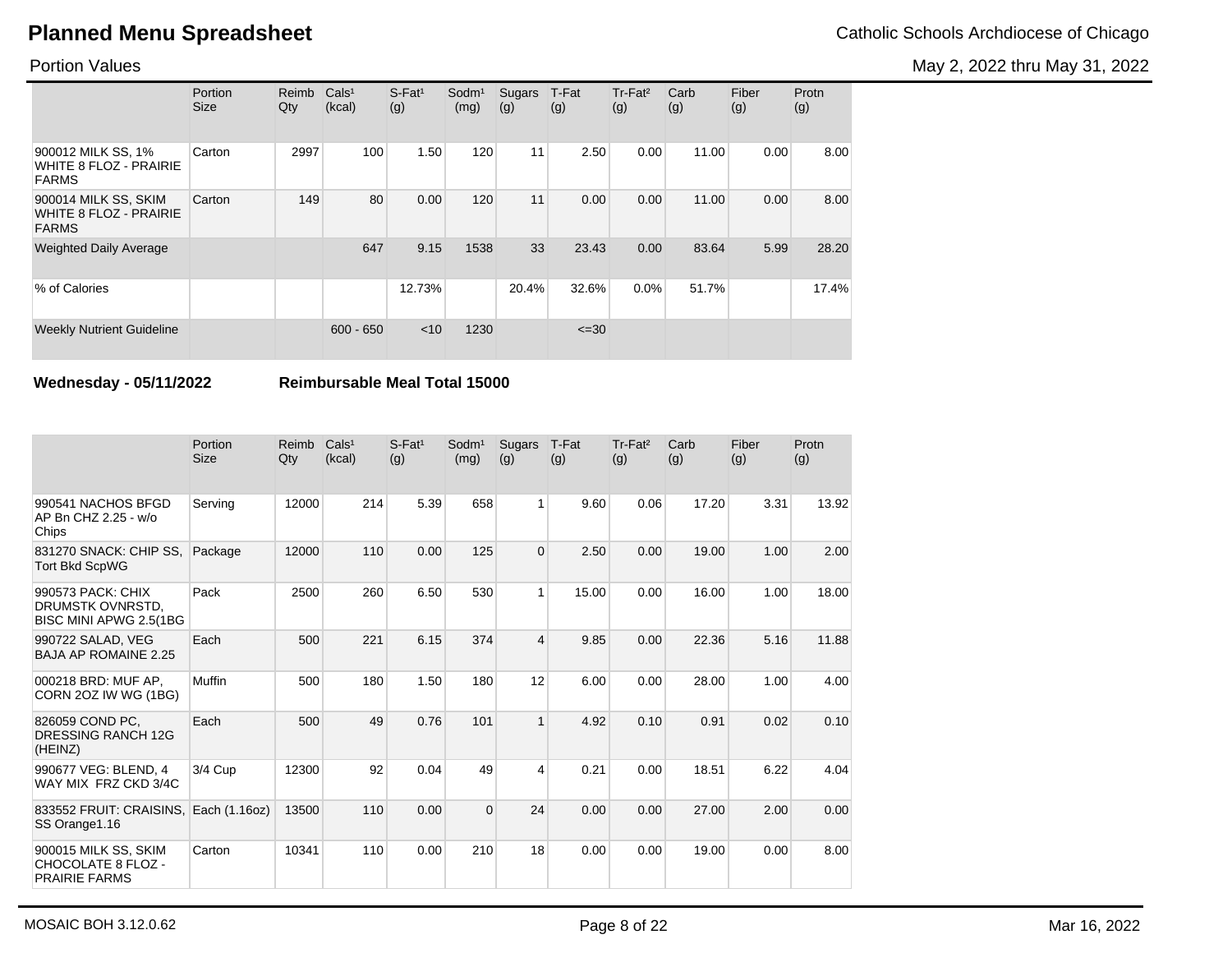# Planned Menu Spreadsheet

Catholic Schools Archdiocese of Chicago

Portion Values

May 2, 2022 thru May 31, 2022

| | Portion Size | Reimb Qty | Cals[1] (kcal) | S-Fat[1] (g) | Sodm[1] (mg) | Sugars (g) | T-Fat (g) | Tr-Fat[2] (g) | Carb (g) | Fiber (g) | Protn (g) |
|---|---|---|---|---|---|---|---|---|---|---|---|
| 900012 MILK SS, 1% WHITE 8 FLOZ - PRAIRIE FARMS | Carton | 2997 | 100 | 1.50 | 120 | 11 | 2.50 | 0.00 | 11.00 | 0.00 | 8.00 |
| 900014 MILK SS, SKIM WHITE 8 FLOZ - PRAIRIE FARMS | Carton | 149 | 80 | 0.00 | 120 | 11 | 0.00 | 0.00 | 11.00 | 0.00 | 8.00 |
| Weighted Daily Average | | | 647 | 9.15 | 1538 | 33 | 23.43 | 0.00 | 83.64 | 5.99 | 28.20 |
| % of Calories | | | | 12.73% | | 20.4% | 32.6% | 0.0% | 51.7% | | 17.4% |
| Weekly Nutrient Guideline | | | 600 - 650 | <10 | 1230 | | <=30 | | | | |

**Wednesday - 05/11/2022** **Reimbursable Meal Total 15000**

| | Portion Size | Reimb Qty | Cals[1] (kcal) | S-Fat[1] (g) | Sodm[1] (mg) | Sugars (g) | T-Fat (g) | Tr-Fat[2] (g) | Carb (g) | Fiber (g) | Protn (g) |
|---|---|---|---|---|---|---|---|---|---|---|---|
| 990541 NACHOS BFGD AP Bn CHZ 2.25 - w/o Chips | Serving | 12000 | 214 | 5.39 | 658 | 1 | 9.60 | 0.06 | 17.20 | 3.31 | 13.92 |
| 831270 SNACK: CHIP SS, Tort Bkd ScpWG | Package | 12000 | 110 | 0.00 | 125 | 0 | 2.50 | 0.00 | 19.00 | 1.00 | 2.00 |
| 990573 PACK: CHIX DRUMSTK OVNRSTD, BISC MINI APWG 2.5(1BG | Pack | 2500 | 260 | 6.50 | 530 | 1 | 15.00 | 0.00 | 16.00 | 1.00 | 18.00 |
| 990722 SALAD, VEG BAJA AP ROMAINE 2.25 | Each | 500 | 221 | 6.15 | 374 | 4 | 9.85 | 0.00 | 22.36 | 5.16 | 11.88 |
| 000218 BRD: MUF AP, CORN 2OZ IW WG (1BG) | Muffin | 500 | 180 | 1.50 | 180 | 12 | 6.00 | 0.00 | 28.00 | 1.00 | 4.00 |
| 826059 COND PC, DRESSING RANCH 12G (HEINZ) | Each | 500 | 49 | 0.76 | 101 | 1 | 4.92 | 0.10 | 0.91 | 0.02 | 0.10 |
| 990677 VEG: BLEND, 4 WAY MIX FRZ CKD 3/4C | 3/4 Cup | 12300 | 92 | 0.04 | 49 | 4 | 0.21 | 0.00 | 18.51 | 6.22 | 4.04 |
| 833552 FRUIT: CRAISINS, SS Orange1.16 | Each (1.16oz) | 13500 | 110 | 0.00 | 0 | 24 | 0.00 | 0.00 | 27.00 | 2.00 | 0.00 |
| 900015 MILK SS, SKIM CHOCOLATE 8 FLOZ - PRAIRIE FARMS | Carton | 10341 | 110 | 0.00 | 210 | 18 | 0.00 | 0.00 | 19.00 | 0.00 | 8.00 |

MOSAIC BOH 3.12.0.62

Mar 16, 2022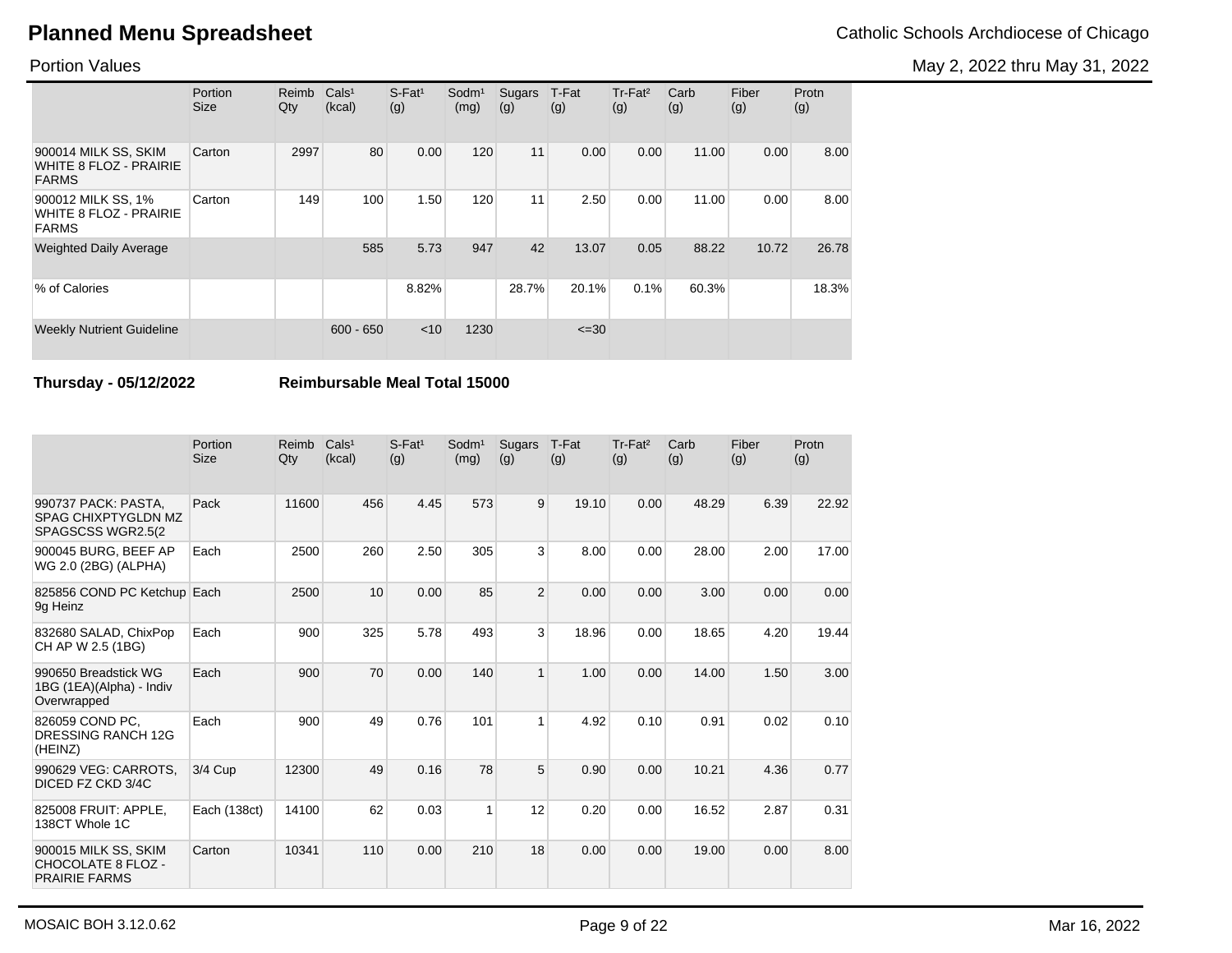# Planned Menu Spreadsheet

Catholic Schools Archdiocese of Chicago

Portion Values

May 2, 2022 thru May 31, 2022

| | Portion Size | Reimb Qty | Cals[1] (kcal) | S-Fat[1] (g) | Sodm[1] (mg) | Sugars (g) | T-Fat (g) | Tr-Fat[2] (g) | Carb (g) | Fiber (g) | Protn (g) |
|---|---|---|---|---|---|---|---|---|---|---|---|
| 900014 MILK SS, SKIM WHITE 8 FLOZ - PRAIRIE FARMS | Carton | 2997 | 80 | 0.00 | 120 | 11 | 0.00 | 0.00 | 11.00 | 0.00 | 8.00 |
| 900012 MILK SS, 1% WHITE 8 FLOZ - PRAIRIE FARMS | Carton | 149 | 100 | 1.50 | 120 | 11 | 2.50 | 0.00 | 11.00 | 0.00 | 8.00 |
| Weighted Daily Average | | | 585 | 5.73 | 947 | 42 | 13.07 | 0.05 | 88.22 | 10.72 | 26.78 |
| % of Calories | | | | 8.82% | | 28.7% | 20.1% | 0.1% | 60.3% | | 18.3% |
| Weekly Nutrient Guideline | | | 600 - 650 | <10 | 1230 | | <=30 | | | | |

**Thursday - 05/12/2022** **Reimbursable Meal Total 15000**

| | Portion Size | Reimb Qty | Cals[1] (kcal) | S-Fat[1] (g) | Sodm[1] (mg) | Sugars (g) | T-Fat (g) | Tr-Fat[2] (g) | Carb (g) | Fiber (g) | Protn (g) |
|---|---|---|---|---|---|---|---|---|---|---|---|
| 990737 PACK: PASTA, SPAG CHIXPTYGLDN MZ SPAGSCSS WGR2.5(2 | Pack | 11600 | 456 | 4.45 | 573 | 9 | 19.10 | 0.00 | 48.29 | 6.39 | 22.92 |
| 900045 BURG, BEEF AP WG 2.0 (2BG) (ALPHA) | Each | 2500 | 260 | 2.50 | 305 | 3 | 8.00 | 0.00 | 28.00 | 2.00 | 17.00 |
| 825856 COND PC Ketchup 9g Heinz | Each | 2500 | 10 | 0.00 | 85 | 2 | 0.00 | 0.00 | 3.00 | 0.00 | 0.00 |
| 832680 SALAD, ChixPop CH AP W 2.5 (1BG) | Each | 900 | 325 | 5.78 | 493 | 3 | 18.96 | 0.00 | 18.65 | 4.20 | 19.44 |
| 990650 Breadstick WG 1BG (1EA)(Alpha) - Indiv Overwrapped | Each | 900 | 70 | 0.00 | 140 | 1 | 1.00 | 0.00 | 14.00 | 1.50 | 3.00 |
| 826059 COND PC, DRESSING RANCH 12G (HEINZ) | Each | 900 | 49 | 0.76 | 101 | 1 | 4.92 | 0.10 | 0.91 | 0.02 | 0.10 |
| 990629 VEG: CARROTS, DICED FZ CKD 3/4C | 3/4 Cup | 12300 | 49 | 0.16 | 78 | 5 | 0.90 | 0.00 | 10.21 | 4.36 | 0.77 |
| 825008 FRUIT: APPLE, 138CT Whole 1C | Each (138ct) | 14100 | 62 | 0.03 | 1 | 12 | 0.20 | 0.00 | 16.52 | 2.87 | 0.31 |
| 900015 MILK SS, SKIM CHOCOLATE 8 FLOZ - PRAIRIE FARMS | Carton | 10341 | 110 | 0.00 | 210 | 18 | 0.00 | 0.00 | 19.00 | 0.00 | 8.00 |

MOSAIC BOH 3.12.0.62

Mar 16, 2022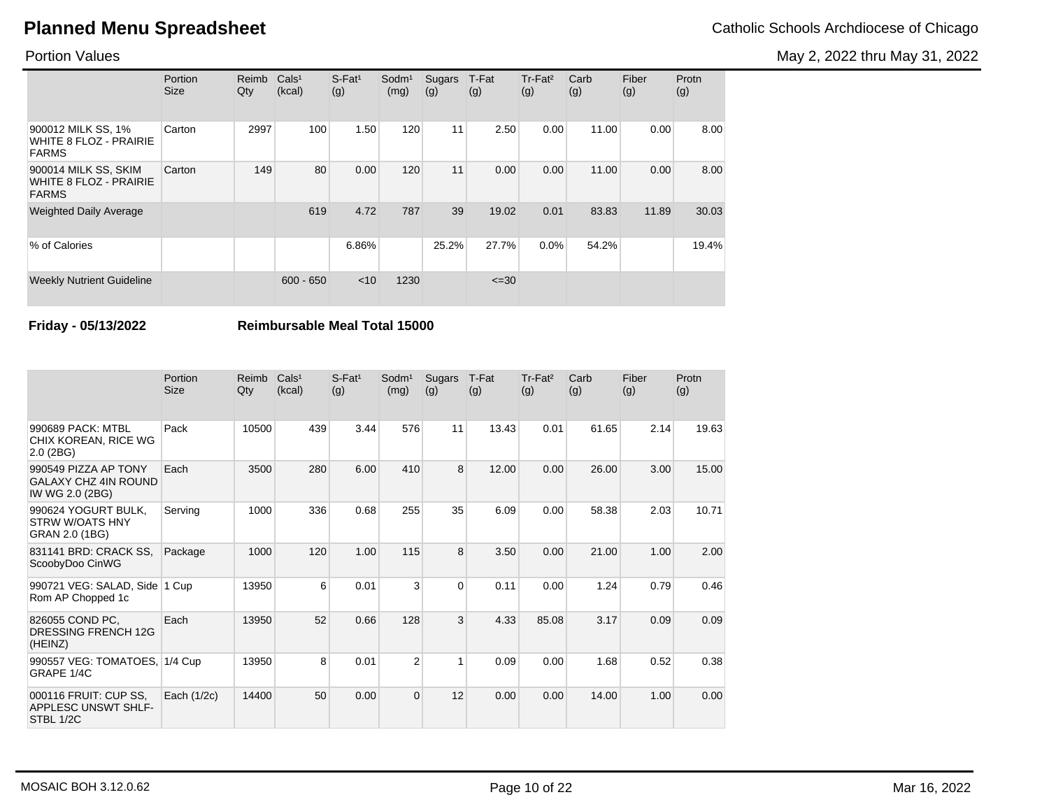# Planned Menu Spreadsheet

Catholic Schools Archdiocese of Chicago

Portion Values

May 2, 2022 thru May 31, 2022

| | Portion Size | Reimb Qty | Cals[1] (kcal) | S-Fat[1] (g) | Sodm[1] (mg) | Sugars (g) | T-Fat (g) | Tr-Fat[2] (g) | Carb (g) | Fiber (g) | Protn (g) |
|---|---|---|---|---|---|---|---|---|---|---|---|
| 900012 MILK SS, 1% WHITE 8 FLOZ - PRAIRIE FARMS | Carton | 2997 | 100 | 1.50 | 120 | 11 | 2.50 | 0.00 | 11.00 | 0.00 | 8.00 |
| 900014 MILK SS, SKIM WHITE 8 FLOZ - PRAIRIE FARMS | Carton | 149 | 80 | 0.00 | 120 | 11 | 0.00 | 0.00 | 11.00 | 0.00 | 8.00 |
| Weighted Daily Average | | | 619 | 4.72 | 787 | 39 | 19.02 | 0.01 | 83.83 | 11.89 | 30.03 |
| % of Calories | | | | 6.86% | | 25.2% | 27.7% | 0.0% | 54.2% | | 19.4% |
| Weekly Nutrient Guideline | | | 600 - 650 | <10 | 1230 | | <=30 | | | | |

**Friday - 05/13/2022** **Reimbursable Meal Total 15000**

| | Portion Size | Reimb Qty | Cals[1] (kcal) | S-Fat[1] (g) | Sodm[1] (mg) | Sugars (g) | T-Fat (g) | Tr-Fat[2] (g) | Carb (g) | Fiber (g) | Protn (g) |
|---|---|---|---|---|---|---|---|---|---|---|---|
| 990689 PACK: MTBL CHIX KOREAN, RICE WG 2.0 (2BG) | Pack | 10500 | 439 | 3.44 | 576 | 11 | 13.43 | 0.01 | 61.65 | 2.14 | 19.63 |
| 990549 PIZZA AP TONY GALAXY CHZ 4IN ROUND IW WG 2.0 (2BG) | Each | 3500 | 280 | 6.00 | 410 | 8 | 12.00 | 0.00 | 26.00 | 3.00 | 15.00 |
| 990624 YOGURT BULK, STRW W/OATS HNY GRAN 2.0 (1BG) | Serving | 1000 | 336 | 0.68 | 255 | 35 | 6.09 | 0.00 | 58.38 | 2.03 | 10.71 |
| 831141 BRD: CRACK SS, ScoobyDoo CinWG | Package | 1000 | 120 | 1.00 | 115 | 8 | 3.50 | 0.00 | 21.00 | 1.00 | 2.00 |
| 990721 VEG: SALAD, Side Rom AP Chopped 1c | 1 Cup | 13950 | 6 | 0.01 | 3 | 0 | 0.11 | 0.00 | 1.24 | 0.79 | 0.46 |
| 826055 COND PC, DRESSING FRENCH 12G (HEINZ) | Each | 13950 | 52 | 0.66 | 128 | 3 | 4.33 | 85.08 | 3.17 | 0.09 | 0.09 |
| 990557 VEG: TOMATOES, GRAPE 1/4C | 1/4 Cup | 13950 | 8 | 0.01 | 2 | 1 | 0.09 | 0.00 | 1.68 | 0.52 | 0.38 |
| 000116 FRUIT: CUP SS, APPLESC UNSWT SHLF-STBL 1/2C | Each (1/2c) | 14400 | 50 | 0.00 | 0 | 12 | 0.00 | 0.00 | 14.00 | 1.00 | 0.00 |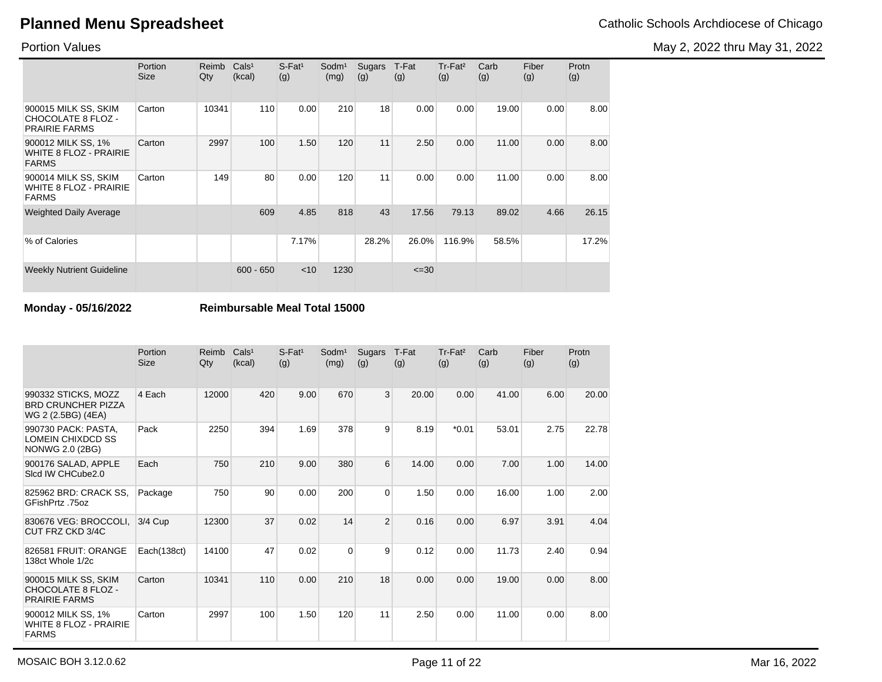# Planned Menu Spreadsheet

Catholic Schools Archdiocese of Chicago

Portion Values

May 2, 2022 thru May 31, 2022

| | Portion Size | Reimb Qty | Cals¹ (kcal) | S-Fat¹ (g) | Sodm¹ (mg) | Sugars (g) | T-Fat (g) | Tr-Fat² (g) | Carb (g) | Fiber (g) | Protn (g) |
|---|---|---|---|---|---|---|---|---|---|---|---|
| 900015 MILK SS, SKIM CHOCOLATE 8 FLOZ - PRAIRIE FARMS | Carton | 10341 | 110 | 0.00 | 210 | 18 | 0.00 | 0.00 | 19.00 | 0.00 | 8.00 |
| 900012 MILK SS, 1% WHITE 8 FLOZ - PRAIRIE FARMS | Carton | 2997 | 100 | 1.50 | 120 | 11 | 2.50 | 0.00 | 11.00 | 0.00 | 8.00 |
| 900014 MILK SS, SKIM WHITE 8 FLOZ - PRAIRIE FARMS | Carton | 149 | 80 | 0.00 | 120 | 11 | 0.00 | 0.00 | 11.00 | 0.00 | 8.00 |
| Weighted Daily Average | | | 609 | 4.85 | 818 | 43 | 17.56 | 79.13 | 89.02 | 4.66 | 26.15 |
| % of Calories | | | | 7.17% | | 28.2% | 26.0% | 116.9% | 58.5% | | 17.2% |
| Weekly Nutrient Guideline | | | 600 - 650 | <10 | 1230 | | <=30 | | | | |

**Monday - 05/16/2022** **Reimbursable Meal Total 15000**

| | Portion Size | Reimb Qty | Cals¹ (kcal) | S-Fat¹ (g) | Sodm¹ (mg) | Sugars (g) | T-Fat (g) | Tr-Fat² (g) | Carb (g) | Fiber (g) | Protn (g) |
|---|---|---|---|---|---|---|---|---|---|---|---|
| 990332 STICKS, MOZZ BRD CRUNCHER PIZZA WG 2 (2.5BG) (4EA) | 4 Each | 12000 | 420 | 9.00 | 670 | 3 | 20.00 | 0.00 | 41.00 | 6.00 | 20.00 |
| 990730 PACK: PASTA, LOMEIN CHIXDCD SS NONWG 2.0 (2BG) | Pack | 2250 | 394 | 1.69 | 378 | 9 | 8.19 | *0.01 | 53.01 | 2.75 | 22.78 |
| 900176 SALAD, APPLE Slcd IW CHCube2.0 | Each | 750 | 210 | 9.00 | 380 | 6 | 14.00 | 0.00 | 7.00 | 1.00 | 14.00 |
| 825962 BRD: CRACK SS, GFishPrtz .75oz | Package | 750 | 90 | 0.00 | 200 | 0 | 1.50 | 0.00 | 16.00 | 1.00 | 2.00 |
| 830676 VEG: BROCCOLI, CUT FRZ CKD 3/4C | 3/4 Cup | 12300 | 37 | 0.02 | 14 | 2 | 0.16 | 0.00 | 6.97 | 3.91 | 4.04 |
| 826581 FRUIT: ORANGE 138ct Whole 1/2c | Each(138ct) | 14100 | 47 | 0.02 | 0 | 9 | 0.12 | 0.00 | 11.73 | 2.40 | 0.94 |
| 900015 MILK SS, SKIM CHOCOLATE 8 FLOZ - PRAIRIE FARMS | Carton | 10341 | 110 | 0.00 | 210 | 18 | 0.00 | 0.00 | 19.00 | 0.00 | 8.00 |
| 900012 MILK SS, 1% WHITE 8 FLOZ - PRAIRIE FARMS | Carton | 2997 | 100 | 1.50 | 120 | 11 | 2.50 | 0.00 | 11.00 | 0.00 | 8.00 |

MOSAIC BOH 3.12.0.62

Mar 16, 2022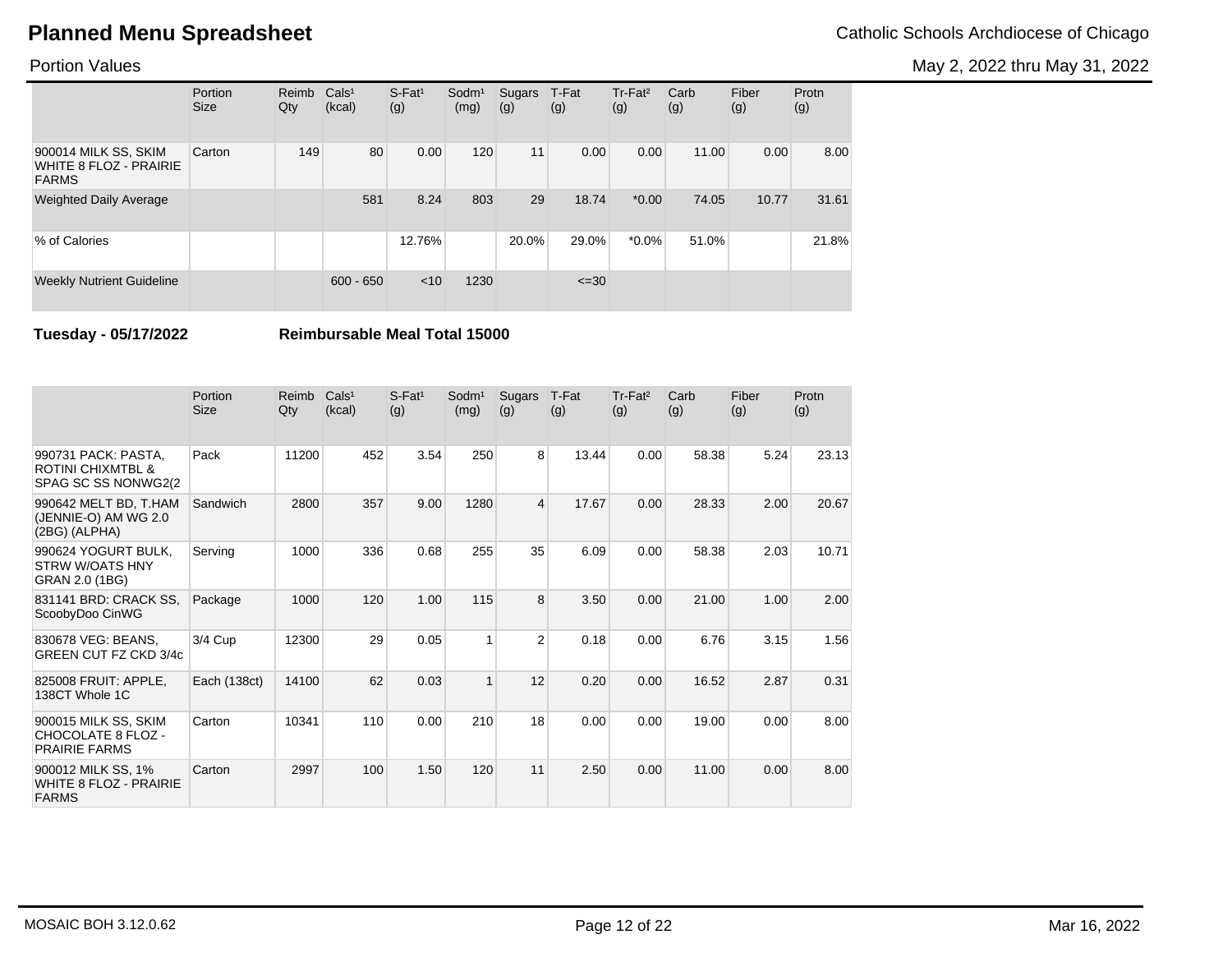# Planned Menu Spreadsheet

Catholic Schools Archdiocese of Chicago

Portion Values

May 2, 2022 thru May 31, 2022

| | Portion Size | Reimb Qty | Cals[1] (kcal) | S-Fat[1] (g) | Sodm[1] (mg) | Sugars (g) | T-Fat (g) | Tr-Fat[2] (g) | Carb (g) | Fiber (g) | Protn (g) |
|---|---|---|---|---|---|---|---|---|---|---|---|
| 900014 MILK SS, SKIM WHITE 8 FLOZ - PRAIRIE FARMS | Carton | 149 | 80 | 0.00 | 120 | 11 | 0.00 | 0.00 | 11.00 | 0.00 | 8.00 |
| Weighted Daily Average | | | 581 | 8.24 | 803 | 29 | 18.74 | *0.00 | 74.05 | 10.77 | 31.61 |
| % of Calories | | | | 12.76% | | 20.0% | 29.0% | *0.0% | 51.0% | | 21.8% |
| Weekly Nutrient Guideline | | | 600 - 650 | <10 | 1230 | | <=30 | | | | |

**Tuesday - 05/17/2022** **Reimbursable Meal Total 15000**

| | Portion Size | Reimb Qty | Cals[1] (kcal) | S-Fat[1] (g) | Sodm[1] (mg) | Sugars (g) | T-Fat (g) | Tr-Fat[2] (g) | Carb (g) | Fiber (g) | Protn (g) |
|---|---|---|---|---|---|---|---|---|---|---|---|
| 990731 PACK: PASTA, ROTINI CHIXMTBL & SPAG SC SS NONWG2(2 | Pack | 11200 | 452 | 3.54 | 250 | 8 | 13.44 | 0.00 | 58.38 | 5.24 | 23.13 |
| 990642 MELT BD, T.HAM (JENNIE-O) AM WG 2.0 (2BG) (ALPHA) | Sandwich | 2800 | 357 | 9.00 | 1280 | 4 | 17.67 | 0.00 | 28.33 | 2.00 | 20.67 |
| 990624 YOGURT BULK, STRW W/OATS HNY GRAN 2.0 (1BG) | Serving | 1000 | 336 | 0.68 | 255 | 35 | 6.09 | 0.00 | 58.38 | 2.03 | 10.71 |
| 831141 BRD: CRACK SS, ScoobyDoo CinWG | Package | 1000 | 120 | 1.00 | 115 | 8 | 3.50 | 0.00 | 21.00 | 1.00 | 2.00 |
| 830678 VEG: BEANS, GREEN CUT FZ CKD 3/4c | 3/4 Cup | 12300 | 29 | 0.05 | 1 | 2 | 0.18 | 0.00 | 6.76 | 3.15 | 1.56 |
| 825008 FRUIT: APPLE, 138CT Whole 1C | Each (138ct) | 14100 | 62 | 0.03 | 1 | 12 | 0.20 | 0.00 | 16.52 | 2.87 | 0.31 |
| 900015 MILK SS, SKIM CHOCOLATE 8 FLOZ - PRAIRIE FARMS | Carton | 10341 | 110 | 0.00 | 210 | 18 | 0.00 | 0.00 | 19.00 | 0.00 | 8.00 |
| 900012 MILK SS, 1% WHITE 8 FLOZ - PRAIRIE FARMS | Carton | 2997 | 100 | 1.50 | 120 | 11 | 2.50 | 0.00 | 11.00 | 0.00 | 8.00 |

MOSAIC BOH 3.12.0.62 Mar 16, 2022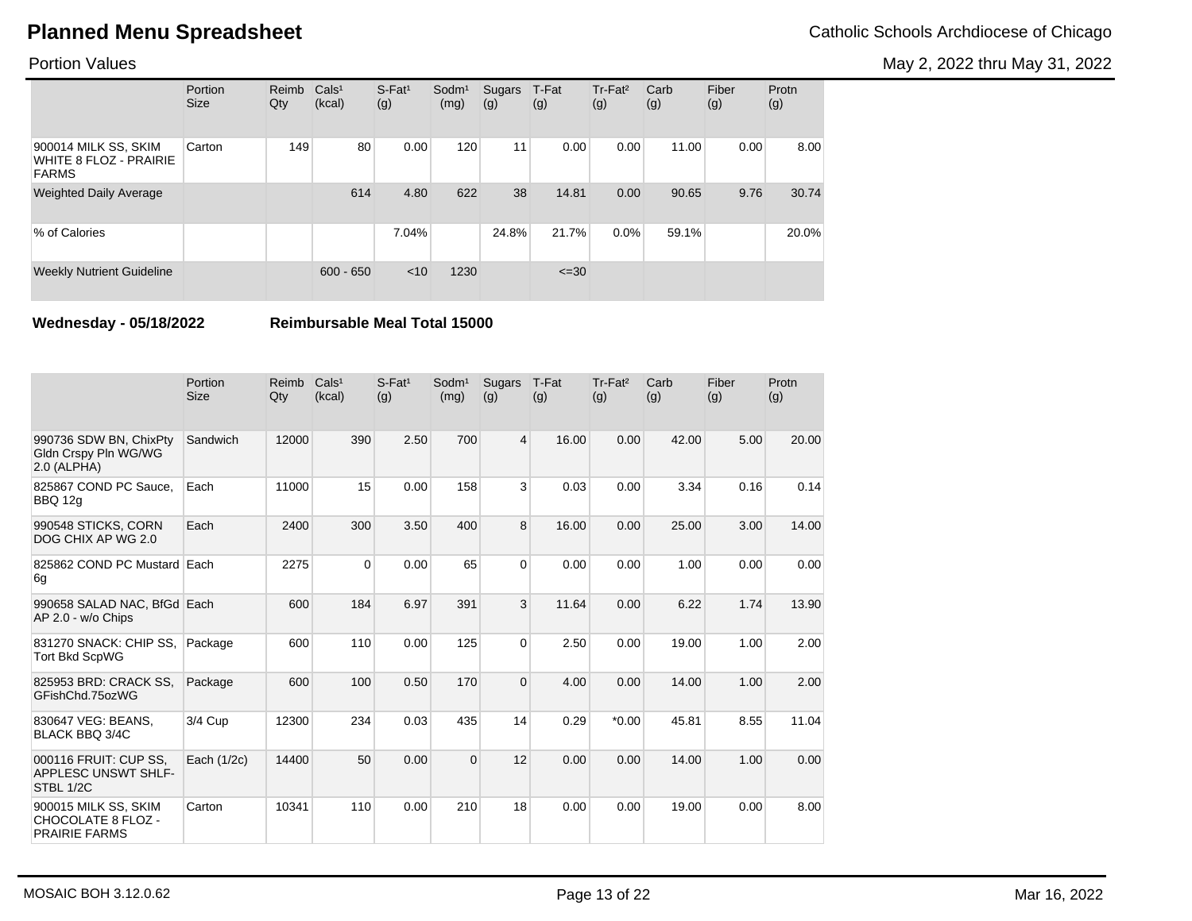# Planned Menu Spreadsheet

Catholic Schools Archdiocese of Chicago

Portion Values

May 2, 2022 thru May 31, 2022

| | Portion Size | Reimb Qty | Cals¹ (kcal) | S-Fat¹ (g) | Sodm¹ (mg) | Sugars (g) | T-Fat (g) | Tr-Fat² (g) | Carb (g) | Fiber (g) | Protn (g) |
|---|---|---|---|---|---|---|---|---|---|---|---|
| 900014 MILK SS, SKIM WHITE 8 FLOZ - PRAIRIE FARMS | Carton | 149 | 80 | 0.00 | 120 | 11 | 0.00 | 0.00 | 11.00 | 0.00 | 8.00 |
| Weighted Daily Average | | | 614 | 4.80 | 622 | 38 | 14.81 | 0.00 | 90.65 | 9.76 | 30.74 |
| % of Calories | | | | 7.04% | | 24.8% | 21.7% | 0.0% | 59.1% | | 20.0% |
| Weekly Nutrient Guideline | | | 600 - 650 | <10 | 1230 | | <=30 | | | | |

**Wednesday - 05/18/2022** **Reimbursable Meal Total 15000**

| | Portion Size | Reimb Qty | Cals¹ (kcal) | S-Fat¹ (g) | Sodm¹ (mg) | Sugars (g) | T-Fat (g) | Tr-Fat² (g) | Carb (g) | Fiber (g) | Protn (g) |
|---|---|---|---|---|---|---|---|---|---|---|---|
| 990736 SDW BN, ChixPty Gldn Crspy Pln WG/WG 2.0 (ALPHA) | Sandwich | 12000 | 390 | 2.50 | 700 | 4 | 16.00 | 0.00 | 42.00 | 5.00 | 20.00 |
| 825867 COND PC Sauce, BBQ 12g | Each | 11000 | 15 | 0.00 | 158 | 3 | 0.03 | 0.00 | 3.34 | 0.16 | 0.14 |
| 990548 STICKS, CORN DOG CHIX AP WG 2.0 | Each | 2400 | 300 | 3.50 | 400 | 8 | 16.00 | 0.00 | 25.00 | 3.00 | 14.00 |
| 825862 COND PC Mustard 6g | Each | 2275 | 0 | 0.00 | 65 | 0 | 0.00 | 0.00 | 1.00 | 0.00 | 0.00 |
| 990658 SALAD NAC, BfGd AP 2.0 - w/o Chips | Each | 600 | 184 | 6.97 | 391 | 3 | 11.64 | 0.00 | 6.22 | 1.74 | 13.90 |
| 831270 SNACK: CHIP SS, Tort Bkd ScpWG | Package | 600 | 110 | 0.00 | 125 | 0 | 2.50 | 0.00 | 19.00 | 1.00 | 2.00 |
| 825953 BRD: CRACK SS, GFishChd.75ozWG | Package | 600 | 100 | 0.50 | 170 | 0 | 4.00 | 0.00 | 14.00 | 1.00 | 2.00 |
| 830647 VEG: BEANS, BLACK BBQ 3/4C | 3/4 Cup | 12300 | 234 | 0.03 | 435 | 14 | 0.29 | *0.00 | 45.81 | 8.55 | 11.04 |
| 000116 FRUIT: CUP SS, APPLESC UNSWT SHLF-STBL 1/2C | Each (1/2c) | 14400 | 50 | 0.00 | 0 | 12 | 0.00 | 0.00 | 14.00 | 1.00 | 0.00 |
| 900015 MILK SS, SKIM CHOCOLATE 8 FLOZ - PRAIRIE FARMS | Carton | 10341 | 110 | 0.00 | 210 | 18 | 0.00 | 0.00 | 19.00 | 0.00 | 8.00 |

MOSAIC BOH 3.12.0.62

Mar 16, 2022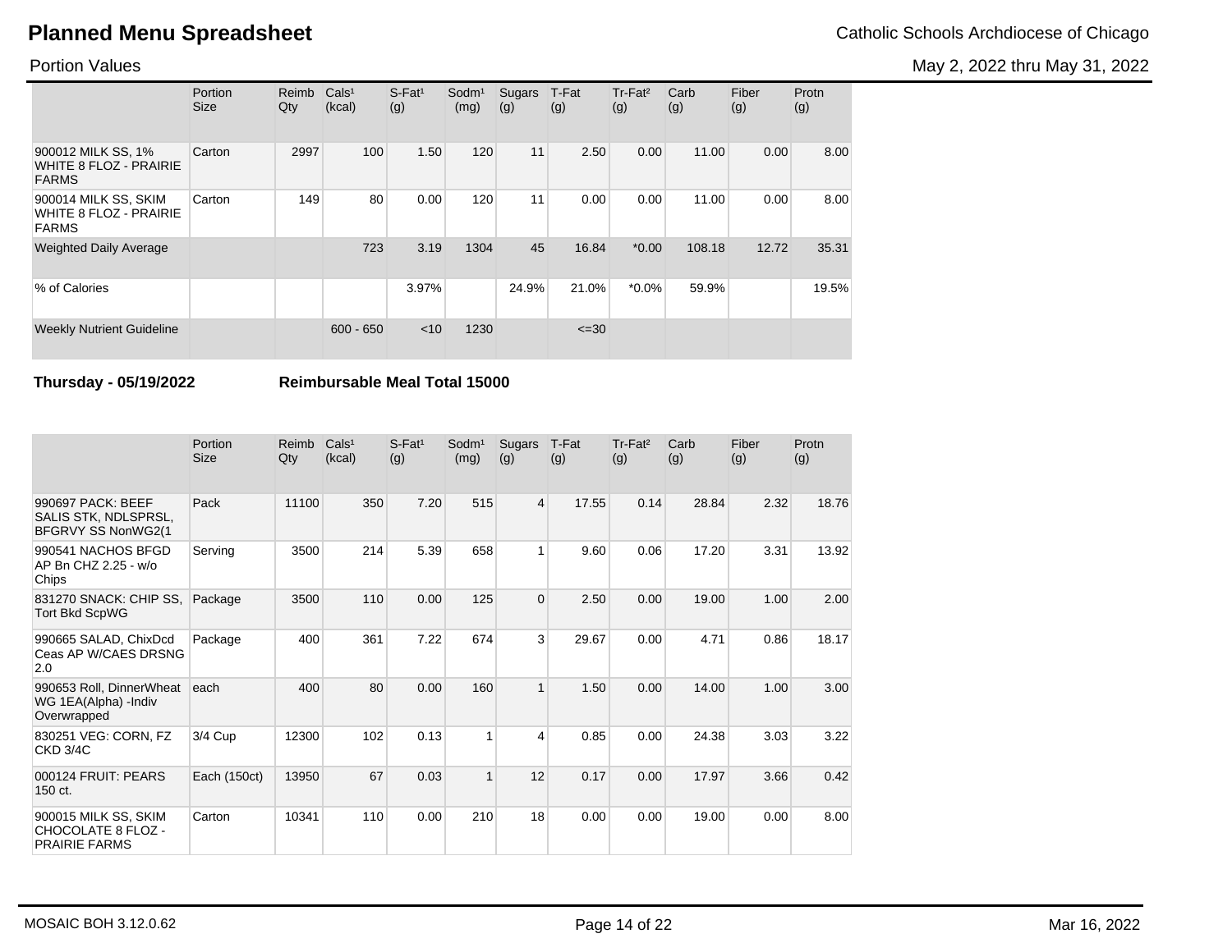# Planned Menu Spreadsheet

Catholic Schools Archdiocese of Chicago

Portion Values

May 2, 2022 thru May 31, 2022

| | Portion Size | Reimb Qty | Cals¹ (kcal) | S-Fat¹ (g) | Sodm¹ (mg) | Sugars (g) | T-Fat (g) | Tr-Fat² (g) | Carb (g) | Fiber (g) | Protn (g) |
|---|---|---|---|---|---|---|---|---|---|---|---|
| 900012 MILK SS, 1% WHITE 8 FLOZ - PRAIRIE FARMS | Carton | 2997 | 100 | 1.50 | 120 | 11 | 2.50 | 0.00 | 11.00 | 0.00 | 8.00 |
| 900014 MILK SS, SKIM WHITE 8 FLOZ - PRAIRIE FARMS | Carton | 149 | 80 | 0.00 | 120 | 11 | 0.00 | 0.00 | 11.00 | 0.00 | 8.00 |
| Weighted Daily Average | | | 723 | 3.19 | 1304 | 45 | 16.84 | *0.00 | 108.18 | 12.72 | 35.31 |
| % of Calories | | | | 3.97% | | 24.9% | 21.0% | *0.0% | 59.9% | | 19.5% |
| Weekly Nutrient Guideline | | | 600 - 650 | <10 | 1230 | | <=30 | | | | |

**Thursday - 05/19/2022** **Reimbursable Meal Total 15000**

| | Portion Size | Reimb Qty | Cals¹ (kcal) | S-Fat¹ (g) | Sodm¹ (mg) | Sugars (g) | T-Fat (g) | Tr-Fat² (g) | Carb (g) | Fiber (g) | Protn (g) |
|---|---|---|---|---|---|---|---|---|---|---|---|
| 990697 PACK: BEEF SALIS STK, NDLSPRSL, BFGRVY SS NonWG2(1 | Pack | 11100 | 350 | 7.20 | 515 | 4 | 17.55 | 0.14 | 28.84 | 2.32 | 18.76 |
| 990541 NACHOS BFGD AP Bn CHZ 2.25 - w/o Chips | Serving | 3500 | 214 | 5.39 | 658 | 1 | 9.60 | 0.06 | 17.20 | 3.31 | 13.92 |
| 831270 SNACK: CHIP SS, Tort Bkd ScpWG | Package | 3500 | 110 | 0.00 | 125 | 0 | 2.50 | 0.00 | 19.00 | 1.00 | 2.00 |
| 990665 SALAD, ChixDcd Ceas AP W/CAES DRSNG 2.0 | Package | 400 | 361 | 7.22 | 674 | 3 | 29.67 | 0.00 | 4.71 | 0.86 | 18.17 |
| 990653 Roll, DinnerWheat WG 1EA(Alpha) -Indiv Overwrapped | each | 400 | 80 | 0.00 | 160 | 1 | 1.50 | 0.00 | 14.00 | 1.00 | 3.00 |
| 830251 VEG: CORN, FZ CKD 3/4C | 3/4 Cup | 12300 | 102 | 0.13 | 1 | 4 | 0.85 | 0.00 | 24.38 | 3.03 | 3.22 |
| 000124 FRUIT: PEARS 150 ct. | Each (150ct) | 13950 | 67 | 0.03 | 1 | 12 | 0.17 | 0.00 | 17.97 | 3.66 | 0.42 |
| 900015 MILK SS, SKIM CHOCOLATE 8 FLOZ - PRAIRIE FARMS | Carton | 10341 | 110 | 0.00 | 210 | 18 | 0.00 | 0.00 | 19.00 | 0.00 | 8.00 |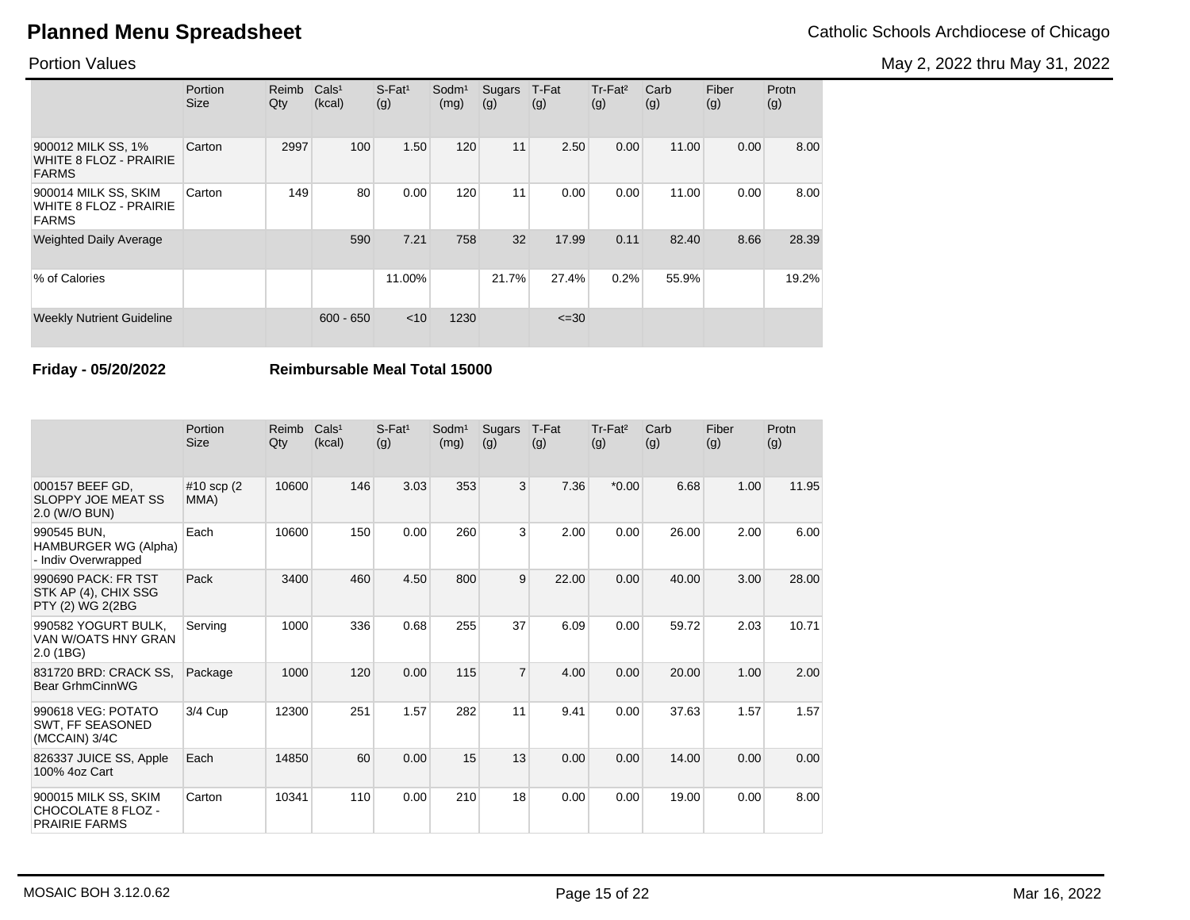# Planned Menu Spreadsheet

Catholic Schools Archdiocese of Chicago

Portion Values

May 2, 2022 thru May 31, 2022

| | Portion Size | Reimb Qty | Cals¹ (kcal) | S-Fat¹ (g) | Sodm¹ (mg) | Sugars (g) | T-Fat (g) | Tr-Fat² (g) | Carb (g) | Fiber (g) | Protn (g) |
|---|---|---|---|---|---|---|---|---|---|---|---|
| 900012 MILK SS, 1% WHITE 8 FLOZ - PRAIRIE FARMS | Carton | 2997 | 100 | 1.50 | 120 | 11 | 2.50 | 0.00 | 11.00 | 0.00 | 8.00 |
| 900014 MILK SS, SKIM WHITE 8 FLOZ - PRAIRIE FARMS | Carton | 149 | 80 | 0.00 | 120 | 11 | 0.00 | 0.00 | 11.00 | 0.00 | 8.00 |
| Weighted Daily Average | | | 590 | 7.21 | 758 | 32 | 17.99 | 0.11 | 82.40 | 8.66 | 28.39 |
| % of Calories | | | | 11.00% | | 21.7% | 27.4% | 0.2% | 55.9% | | 19.2% |
| Weekly Nutrient Guideline | | | 600 - 650 | <10 | 1230 | | <=30 | | | | |

**Friday - 05/20/2022** **Reimbursable Meal Total 15000**

| | Portion Size | Reimb Qty | Cals¹ (kcal) | S-Fat¹ (g) | Sodm¹ (mg) | Sugars (g) | T-Fat (g) | Tr-Fat² (g) | Carb (g) | Fiber (g) | Protn (g) |
|---|---|---|---|---|---|---|---|---|---|---|---|
| 000157 BEEF GD, SLOPPY JOE MEAT SS 2.0 (W/O BUN) | #10 scp (2 MMA) | 10600 | 146 | 3.03 | 353 | 3 | 7.36 | *0.00 | 6.68 | 1.00 | 11.95 |
| 990545 BUN, HAMBURGER WG (Alpha) - Indiv Overwrapped | Each | 10600 | 150 | 0.00 | 260 | 3 | 2.00 | 0.00 | 26.00 | 2.00 | 6.00 |
| 990690 PACK: FR TST STK AP (4), CHIX SSG PTY (2) WG 2(2BG | Pack | 3400 | 460 | 4.50 | 800 | 9 | 22.00 | 0.00 | 40.00 | 3.00 | 28.00 |
| 990582 YOGURT BULK, VAN W/OATS HNY GRAN 2.0 (1BG) | Serving | 1000 | 336 | 0.68 | 255 | 37 | 6.09 | 0.00 | 59.72 | 2.03 | 10.71 |
| 831720 BRD: CRACK SS, Bear GrhmCinnWG | Package | 1000 | 120 | 0.00 | 115 | 7 | 4.00 | 0.00 | 20.00 | 1.00 | 2.00 |
| 990618 VEG: POTATO SWT, FF SEASONED (MCCAIN) 3/4C | 3/4 Cup | 12300 | 251 | 1.57 | 282 | 11 | 9.41 | 0.00 | 37.63 | 1.57 | 1.57 |
| 826337 JUICE SS, Apple 100% 4oz Cart | Each | 14850 | 60 | 0.00 | 15 | 13 | 0.00 | 0.00 | 14.00 | 0.00 | 0.00 |
| 900015 MILK SS, SKIM CHOCOLATE 8 FLOZ - PRAIRIE FARMS | Carton | 10341 | 110 | 0.00 | 210 | 18 | 0.00 | 0.00 | 19.00 | 0.00 | 8.00 |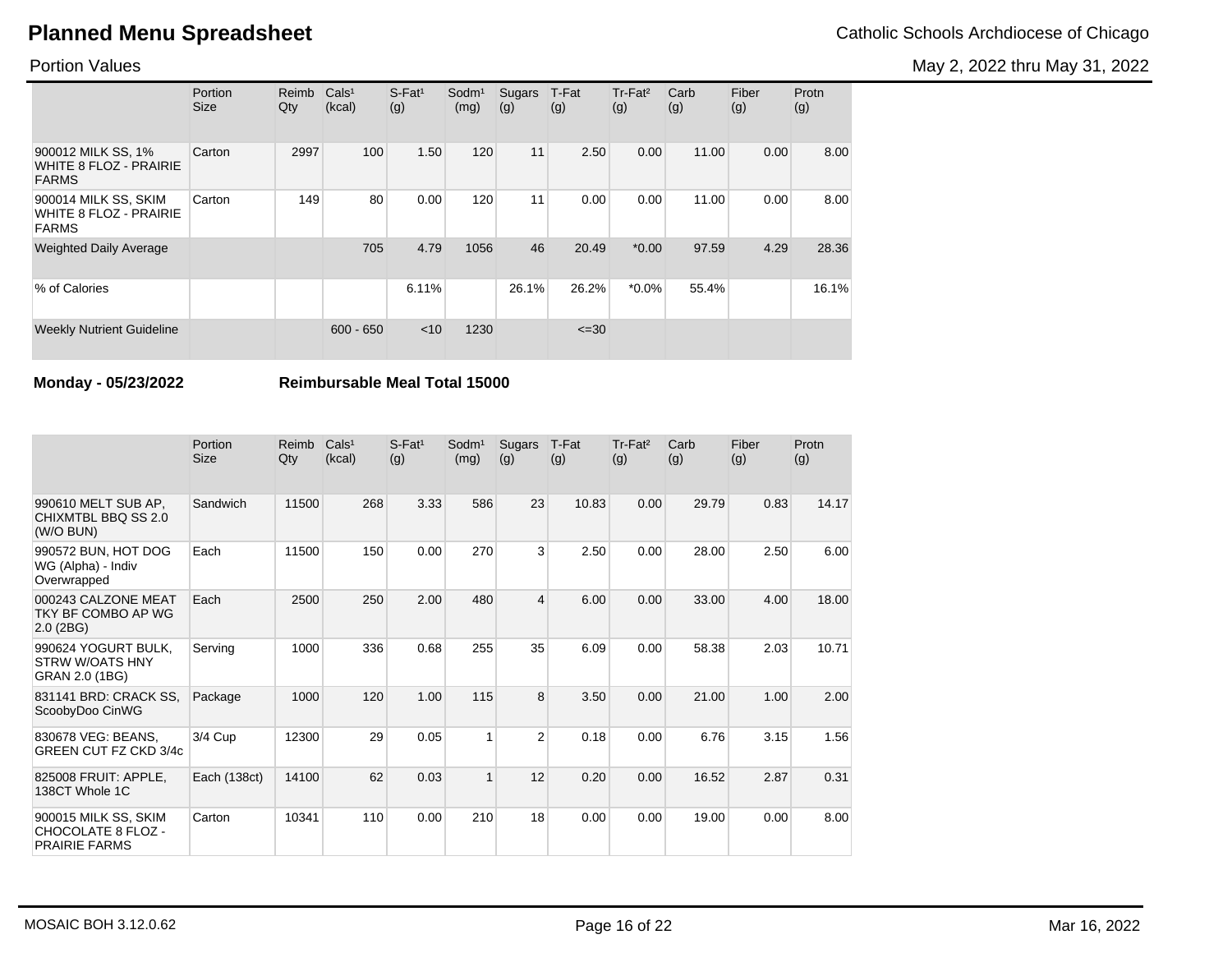# Planned Menu Spreadsheet

Catholic Schools Archdiocese of Chicago

Portion Values

May 2, 2022 thru May 31, 2022

| | Portion Size | Reimb Qty | Cals¹ (kcal) | S-Fat¹ (g) | Sodm¹ (mg) | Sugars (g) | T-Fat (g) | Tr-Fat² (g) | Carb (g) | Fiber (g) | Protn (g) |
|---|---|---|---|---|---|---|---|---|---|---|---|
| 900012 MILK SS, 1% WHITE 8 FLOZ - PRAIRIE FARMS | Carton | 2997 | 100 | 1.50 | 120 | 11 | 2.50 | 0.00 | 11.00 | 0.00 | 8.00 |
| 900014 MILK SS, SKIM WHITE 8 FLOZ - PRAIRIE FARMS | Carton | 149 | 80 | 0.00 | 120 | 11 | 0.00 | 0.00 | 11.00 | 0.00 | 8.00 |
| Weighted Daily Average | | | 705 | 4.79 | 1056 | 46 | 20.49 | *0.00 | 97.59 | 4.29 | 28.36 |
| % of Calories | | | | 6.11% | | 26.1% | 26.2% | *0.0% | 55.4% | | 16.1% |
| Weekly Nutrient Guideline | | | 600 - 650 | <10 | 1230 | | <=30 | | | | |

**Monday - 05/23/2022** **Reimbursable Meal Total 15000**

| | Portion Size | Reimb Qty | Cals¹ (kcal) | S-Fat¹ (g) | Sodm¹ (mg) | Sugars (g) | T-Fat (g) | Tr-Fat² (g) | Carb (g) | Fiber (g) | Protn (g) |
|---|---|---|---|---|---|---|---|---|---|---|---|
| 990610 MELT SUB AP, CHIXMTBL BBQ SS 2.0 (W/O BUN) | Sandwich | 11500 | 268 | 3.33 | 586 | 23 | 10.83 | 0.00 | 29.79 | 0.83 | 14.17 |
| 990572 BUN, HOT DOG WG (Alpha) - Indiv Overwrapped | Each | 11500 | 150 | 0.00 | 270 | 3 | 2.50 | 0.00 | 28.00 | 2.50 | 6.00 |
| 000243 CALZONE MEAT TKY BF COMBO AP WG 2.0 (2BG) | Each | 2500 | 250 | 2.00 | 480 | 4 | 6.00 | 0.00 | 33.00 | 4.00 | 18.00 |
| 990624 YOGURT BULK, STRW W/OATS HNY GRAN 2.0 (1BG) | Serving | 1000 | 336 | 0.68 | 255 | 35 | 6.09 | 0.00 | 58.38 | 2.03 | 10.71 |
| 831141 BRD: CRACK SS, ScoobyDoo CinWG | Package | 1000 | 120 | 1.00 | 115 | 8 | 3.50 | 0.00 | 21.00 | 1.00 | 2.00 |
| 830678 VEG: BEANS, GREEN CUT FZ CKD 3/4c | 3/4 Cup | 12300 | 29 | 0.05 | 1 | 2 | 0.18 | 0.00 | 6.76 | 3.15 | 1.56 |
| 825008 FRUIT: APPLE, 138CT Whole 1C | Each (138ct) | 14100 | 62 | 0.03 | 1 | 12 | 0.20 | 0.00 | 16.52 | 2.87 | 0.31 |
| 900015 MILK SS, SKIM CHOCOLATE 8 FLOZ - PRAIRIE FARMS | Carton | 10341 | 110 | 0.00 | 210 | 18 | 0.00 | 0.00 | 19.00 | 0.00 | 8.00 |

MOSAIC BOH 3.12.0.62

Mar 16, 2022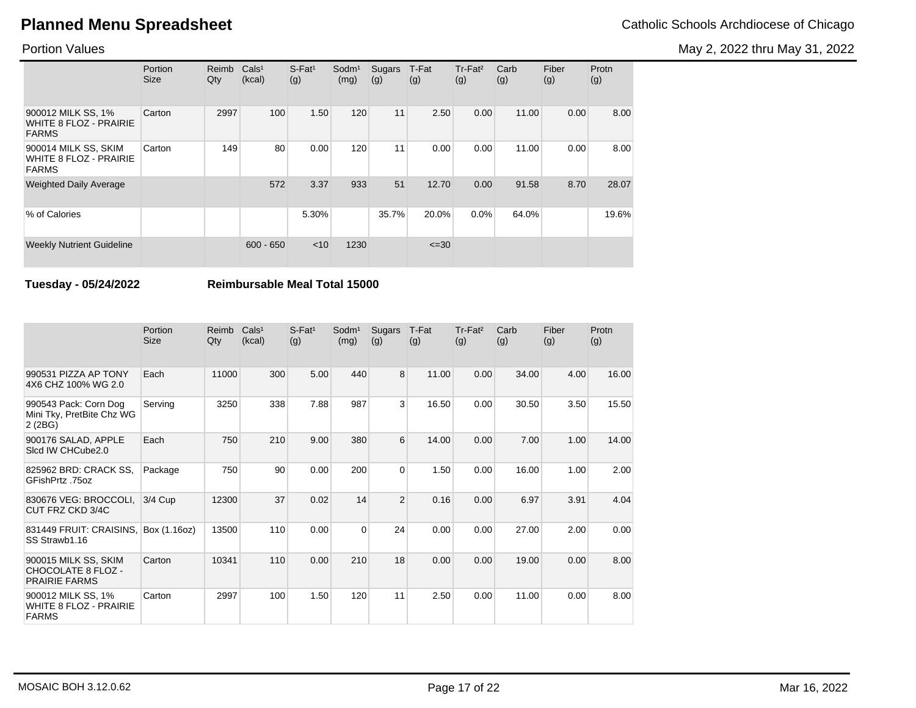# Planned Menu Spreadsheet

Catholic Schools Archdiocese of Chicago

Portion Values

May 2, 2022 thru May 31, 2022

| | Portion Size | Reimb Qty | Cals[1] (kcal) | S-Fat[1] (g) | Sodm[1] (mg) | Sugars (g) | T-Fat (g) | Tr-Fat[2] (g) | Carb (g) | Fiber (g) | Protn (g) |
|---|---|---|---|---|---|---|---|---|---|---|---|
| 900012 MILK SS, 1% WHITE 8 FLOZ - PRAIRIE FARMS | Carton | 2997 | 100 | 1.50 | 120 | 11 | 2.50 | 0.00 | 11.00 | 0.00 | 8.00 |
| 900014 MILK SS, SKIM WHITE 8 FLOZ - PRAIRIE FARMS | Carton | 149 | 80 | 0.00 | 120 | 11 | 0.00 | 0.00 | 11.00 | 0.00 | 8.00 |
| Weighted Daily Average | | | 572 | 3.37 | 933 | 51 | 12.70 | 0.00 | 91.58 | 8.70 | 28.07 |
| % of Calories | | | | 5.30% | | 35.7% | 20.0% | 0.0% | 64.0% | | 19.6% |
| Weekly Nutrient Guideline | | | 600 - 650 | <10 | 1230 | | <=30 | | | | |

**Tuesday - 05/24/2022** **Reimbursable Meal Total 15000**

| | Portion Size | Reimb Qty | Cals[1] (kcal) | S-Fat[1] (g) | Sodm[1] (mg) | Sugars (g) | T-Fat (g) | Tr-Fat[2] (g) | Carb (g) | Fiber (g) | Protn (g) |
|---|---|---|---|---|---|---|---|---|---|---|---|
| 990531 PIZZA AP TONY 4X6 CHZ 100% WG 2.0 | Each | 11000 | 300 | 5.00 | 440 | 8 | 11.00 | 0.00 | 34.00 | 4.00 | 16.00 |
| 990543 Pack: Corn Dog Mini Tky, PretBite Chz WG 2 (2BG) | Serving | 3250 | 338 | 7.88 | 987 | 3 | 16.50 | 0.00 | 30.50 | 3.50 | 15.50 |
| 900176 SALAD, APPLE Slcd IW CHCube2.0 | Each | 750 | 210 | 9.00 | 380 | 6 | 14.00 | 0.00 | 7.00 | 1.00 | 14.00 |
| 825962 BRD: CRACK SS, GFishPrtz .75oz | Package | 750 | 90 | 0.00 | 200 | 0 | 1.50 | 0.00 | 16.00 | 1.00 | 2.00 |
| 830676 VEG: BROCCOLI, CUT FRZ CKD 3/4C | 3/4 Cup | 12300 | 37 | 0.02 | 14 | 2 | 0.16 | 0.00 | 6.97 | 3.91 | 4.04 |
| 831449 FRUIT: CRAISINS, SS Strawb1.16 | Box (1.16oz) | 13500 | 110 | 0.00 | 0 | 24 | 0.00 | 0.00 | 27.00 | 2.00 | 0.00 |
| 900015 MILK SS, SKIM CHOCOLATE 8 FLOZ - PRAIRIE FARMS | Carton | 10341 | 110 | 0.00 | 210 | 18 | 0.00 | 0.00 | 19.00 | 0.00 | 8.00 |
| 900012 MILK SS, 1% WHITE 8 FLOZ - PRAIRIE FARMS | Carton | 2997 | 100 | 1.50 | 120 | 11 | 2.50 | 0.00 | 11.00 | 0.00 | 8.00 |

MOSAIC BOH 3.12.0.62 Mar 16, 2022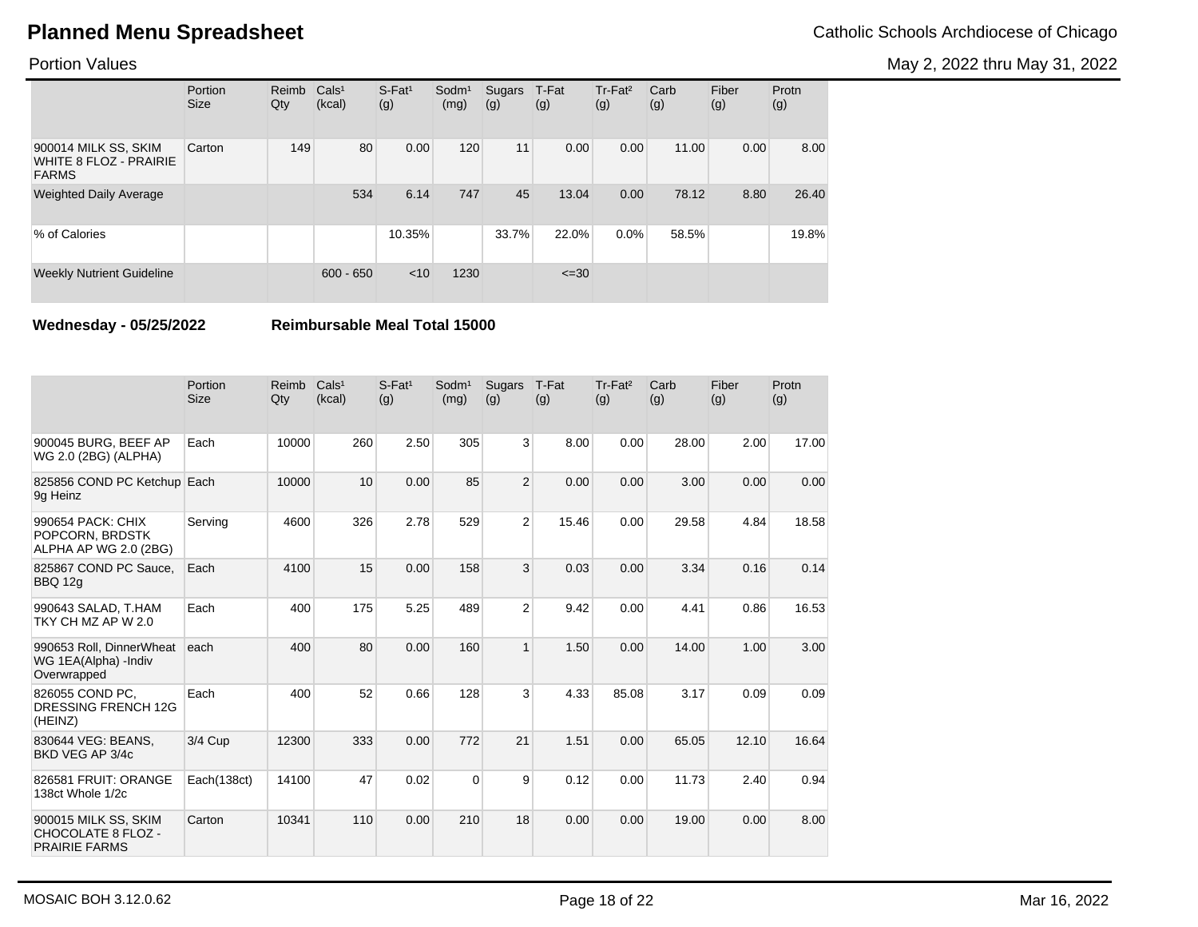# Planned Menu Spreadsheet

Catholic Schools Archdiocese of Chicago

Portion Values

May 2, 2022 thru May 31, 2022

| | Portion Size | Reimb Qty | Cals[1] (kcal) | S-Fat[1] (g) | Sodm[1] (mg) | Sugars (g) | T-Fat (g) | Tr-Fat[2] (g) | Carb (g) | Fiber (g) | Protn (g) |
|---|---|---|---|---|---|---|---|---|---|---|---|
| 900014 MILK SS, SKIM WHITE 8 FLOZ - PRAIRIE FARMS | Carton | 149 | 80 | 0.00 | 120 | 11 | 0.00 | 0.00 | 11.00 | 0.00 | 8.00 |
| Weighted Daily Average | | | 534 | 6.14 | 747 | 45 | 13.04 | 0.00 | 78.12 | 8.80 | 26.40 |
| % of Calories | | | | 10.35% | | 33.7% | 22.0% | 0.0% | 58.5% | | 19.8% |
| Weekly Nutrient Guideline | | | 600 - 650 | <10 | 1230 | | <=30 | | | | |

**Wednesday - 05/25/2022** **Reimbursable Meal Total 15000**

| | Portion Size | Reimb Qty | Cals[1] (kcal) | S-Fat[1] (g) | Sodm[1] (mg) | Sugars (g) | T-Fat (g) | Tr-Fat[2] (g) | Carb (g) | Fiber (g) | Protn (g) |
|---|---|---|---|---|---|---|---|---|---|---|---|
| 900045 BURG, BEEF AP WG 2.0 (2BG) (ALPHA) | Each | 10000 | 260 | 2.50 | 305 | 3 | 8.00 | 0.00 | 28.00 | 2.00 | 17.00 |
| 825856 COND PC Ketchup 9g Heinz | Each | 10000 | 10 | 0.00 | 85 | 2 | 0.00 | 0.00 | 3.00 | 0.00 | 0.00 |
| 990654 PACK: CHIX POPCORN, BRDSTK ALPHA AP WG 2.0 (2BG) | Serving | 4600 | 326 | 2.78 | 529 | 2 | 15.46 | 0.00 | 29.58 | 4.84 | 18.58 |
| 825867 COND PC Sauce, BBQ 12g | Each | 4100 | 15 | 0.00 | 158 | 3 | 0.03 | 0.00 | 3.34 | 0.16 | 0.14 |
| 990643 SALAD, T.HAM TKY CH MZ AP W 2.0 | Each | 400 | 175 | 5.25 | 489 | 2 | 9.42 | 0.00 | 4.41 | 0.86 | 16.53 |
| 990653 Roll, DinnerWheat WG 1EA(Alpha) -Indiv Overwrapped | each | 400 | 80 | 0.00 | 160 | 1 | 1.50 | 0.00 | 14.00 | 1.00 | 3.00 |
| 826055 COND PC, DRESSING FRENCH 12G (HEINZ) | Each | 400 | 52 | 0.66 | 128 | 3 | 4.33 | 85.08 | 3.17 | 0.09 | 0.09 |
| 830644 VEG: BEANS, BKD VEG AP 3/4c | 3/4 Cup | 12300 | 333 | 0.00 | 772 | 21 | 1.51 | 0.00 | 65.05 | 12.10 | 16.64 |
| 826581 FRUIT: ORANGE 138ct Whole 1/2c | Each(138ct) | 14100 | 47 | 0.02 | 0 | 9 | 0.12 | 0.00 | 11.73 | 2.40 | 0.94 |
| 900015 MILK SS, SKIM CHOCOLATE 8 FLOZ - PRAIRIE FARMS | Carton | 10341 | 110 | 0.00 | 210 | 18 | 0.00 | 0.00 | 19.00 | 0.00 | 8.00 |

MOSAIC BOH 3.12.0.62

Mar 16, 2022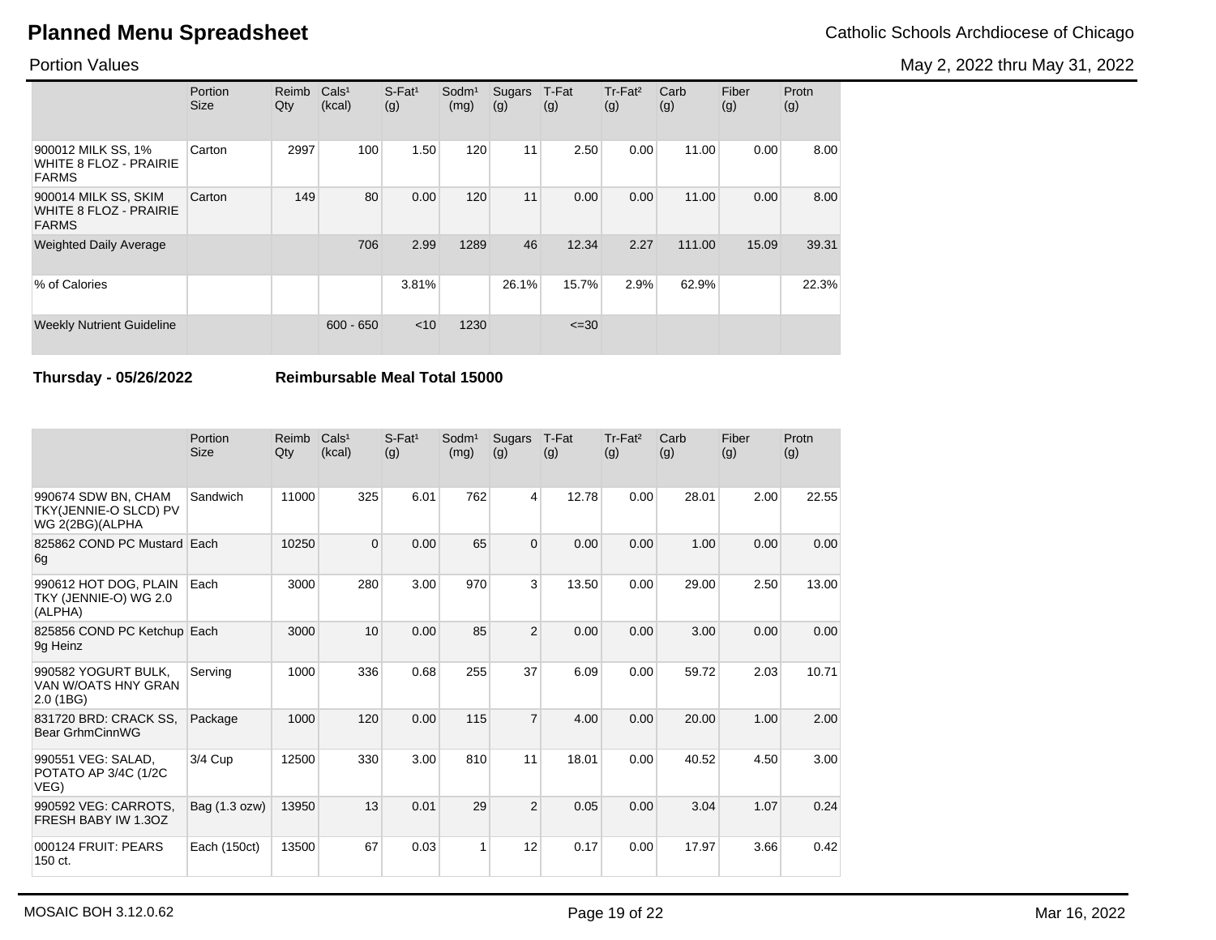# Planned Menu Spreadsheet

Catholic Schools Archdiocese of Chicago

Portion Values

May 2, 2022 thru May 31, 2022

| | Portion Size | Reimb Qty | Cals[1] (kcal) | S-Fat[1] (g) | Sodm[1] (mg) | Sugars (g) | T-Fat (g) | Tr-Fat[2] (g) | Carb (g) | Fiber (g) | Protn (g) |
|---|---|---|---|---|---|---|---|---|---|---|---|
| 900012 MILK SS, 1% WHITE 8 FLOZ - PRAIRIE FARMS | Carton | 2997 | 100 | 1.50 | 120 | 11 | 2.50 | 0.00 | 11.00 | 0.00 | 8.00 |
| 900014 MILK SS, SKIM WHITE 8 FLOZ - PRAIRIE FARMS | Carton | 149 | 80 | 0.00 | 120 | 11 | 0.00 | 0.00 | 11.00 | 0.00 | 8.00 |
| Weighted Daily Average | | | 706 | 2.99 | 1289 | 46 | 12.34 | 2.27 | 111.00 | 15.09 | 39.31 |
| % of Calories | | | | 3.81% | | 26.1% | 15.7% | 2.9% | 62.9% | | 22.3% |
| Weekly Nutrient Guideline | | | 600 - 650 | <10 | 1230 | | <=30 | | | | |

**Thursday - 05/26/2022** **Reimbursable Meal Total 15000**

| | Portion Size | Reimb Qty | Cals[1] (kcal) | S-Fat[1] (g) | Sodm[1] (mg) | Sugars (g) | T-Fat (g) | Tr-Fat[2] (g) | Carb (g) | Fiber (g) | Protn (g) |
|---|---|---|---|---|---|---|---|---|---|---|---|
| 990674 SDW BN, CHAM TKY(JENNIE-O SLCD) PV WG 2(2BG)(ALPHA | Sandwich | 11000 | 325 | 6.01 | 762 | 4 | 12.78 | 0.00 | 28.01 | 2.00 | 22.55 |
| 825862 COND PC Mustard 6g | Each | 10250 | 0 | 0.00 | 65 | 0 | 0.00 | 0.00 | 1.00 | 0.00 | 0.00 |
| 990612 HOT DOG, PLAIN TKY (JENNIE-O) WG 2.0 (ALPHA) | Each | 3000 | 280 | 3.00 | 970 | 3 | 13.50 | 0.00 | 29.00 | 2.50 | 13.00 |
| 825856 COND PC Ketchup 9g Heinz | Each | 3000 | 10 | 0.00 | 85 | 2 | 0.00 | 0.00 | 3.00 | 0.00 | 0.00 |
| 990582 YOGURT BULK, VAN W/OATS HNY GRAN 2.0 (1BG) | Serving | 1000 | 336 | 0.68 | 255 | 37 | 6.09 | 0.00 | 59.72 | 2.03 | 10.71 |
| 831720 BRD: CRACK SS, Bear GrhmCinnWG | Package | 1000 | 120 | 0.00 | 115 | 7 | 4.00 | 0.00 | 20.00 | 1.00 | 2.00 |
| 990551 VEG: SALAD, POTATO AP 3/4C (1/2C VEG) | 3/4 Cup | 12500 | 330 | 3.00 | 810 | 11 | 18.01 | 0.00 | 40.52 | 4.50 | 3.00 |
| 990592 VEG: CARROTS, FRESH BABY IW 1.3OZ | Bag (1.3 ozw) | 13950 | 13 | 0.01 | 29 | 2 | 0.05 | 0.00 | 3.04 | 1.07 | 0.24 |
| 000124 FRUIT: PEARS 150 ct. | Each (150ct) | 13500 | 67 | 0.03 | 1 | 12 | 0.17 | 0.00 | 17.97 | 3.66 | 0.42 |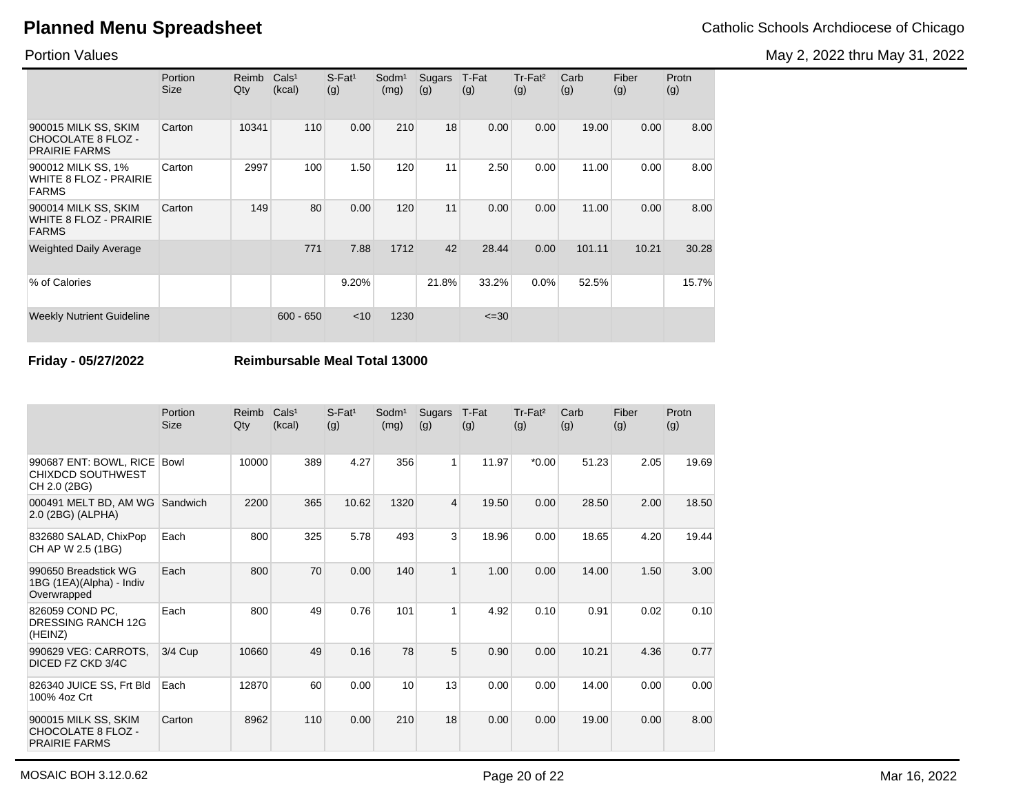# Planned Menu Spreadsheet

Catholic Schools Archdiocese of Chicago

Portion Values

May 2, 2022 thru May 31, 2022

| | Portion Size | Reimb Qty | Cals¹ (kcal) | S-Fat¹ (g) | Sodm¹ (mg) | Sugars (g) | T-Fat (g) | Tr-Fat² (g) | Carb (g) | Fiber (g) | Protn (g) |
|---|---|---|---|---|---|---|---|---|---|---|---|
| 900015 MILK SS, SKIM CHOCOLATE 8 FLOZ - PRAIRIE FARMS | Carton | 10341 | 110 | 0.00 | 210 | 18 | 0.00 | 0.00 | 19.00 | 0.00 | 8.00 |
| 900012 MILK SS, 1% WHITE 8 FLOZ - PRAIRIE FARMS | Carton | 2997 | 100 | 1.50 | 120 | 11 | 2.50 | 0.00 | 11.00 | 0.00 | 8.00 |
| 900014 MILK SS, SKIM WHITE 8 FLOZ - PRAIRIE FARMS | Carton | 149 | 80 | 0.00 | 120 | 11 | 0.00 | 0.00 | 11.00 | 0.00 | 8.00 |
| Weighted Daily Average | | | 771 | 7.88 | 1712 | 42 | 28.44 | 0.00 | 101.11 | 10.21 | 30.28 |
| % of Calories | | | | 9.20% | | 21.8% | 33.2% | 0.0% | 52.5% | | 15.7% |
| Weekly Nutrient Guideline | | | 600 - 650 | <10 | 1230 | | <=30 | | | | |

**Friday - 05/27/2022** **Reimbursable Meal Total 13000**

| | Portion Size | Reimb Qty | Cals¹ (kcal) | S-Fat¹ (g) | Sodm¹ (mg) | Sugars (g) | T-Fat (g) | Tr-Fat² (g) | Carb (g) | Fiber (g) | Protn (g) |
|---|---|---|---|---|---|---|---|---|---|---|---|
| 990687 ENT: BOWL, RICE CHIXDCD SOUTHWEST CH 2.0 (2BG) | Bowl | 10000 | 389 | 4.27 | 356 | 1 | 11.97 | *0.00 | 51.23 | 2.05 | 19.69 |
| 000491 MELT BD, AM WG 2.0 (2BG) (ALPHA) | Sandwich | 2200 | 365 | 10.62 | 1320 | 4 | 19.50 | 0.00 | 28.50 | 2.00 | 18.50 |
| 832680 SALAD, ChixPop CH AP W 2.5 (1BG) | Each | 800 | 325 | 5.78 | 493 | 3 | 18.96 | 0.00 | 18.65 | 4.20 | 19.44 |
| 990650 Breadstick WG 1BG (1EA)(Alpha) - Indiv Overwrapped | Each | 800 | 70 | 0.00 | 140 | 1 | 1.00 | 0.00 | 14.00 | 1.50 | 3.00 |
| 826059 COND PC, DRESSING RANCH 12G (HEINZ) | Each | 800 | 49 | 0.76 | 101 | 1 | 4.92 | 0.10 | 0.91 | 0.02 | 0.10 |
| 990629 VEG: CARROTS, DICED FZ CKD 3/4C | 3/4 Cup | 10660 | 49 | 0.16 | 78 | 5 | 0.90 | 0.00 | 10.21 | 4.36 | 0.77 |
| 826340 JUICE SS, Frt Bld 100% 4oz Crt | Each | 12870 | 60 | 0.00 | 10 | 13 | 0.00 | 0.00 | 14.00 | 0.00 | 0.00 |
| 900015 MILK SS, SKIM CHOCOLATE 8 FLOZ - PRAIRIE FARMS | Carton | 8962 | 110 | 0.00 | 210 | 18 | 0.00 | 0.00 | 19.00 | 0.00 | 8.00 |

MOSAIC BOH 3.12.0.62 Mar 16, 2022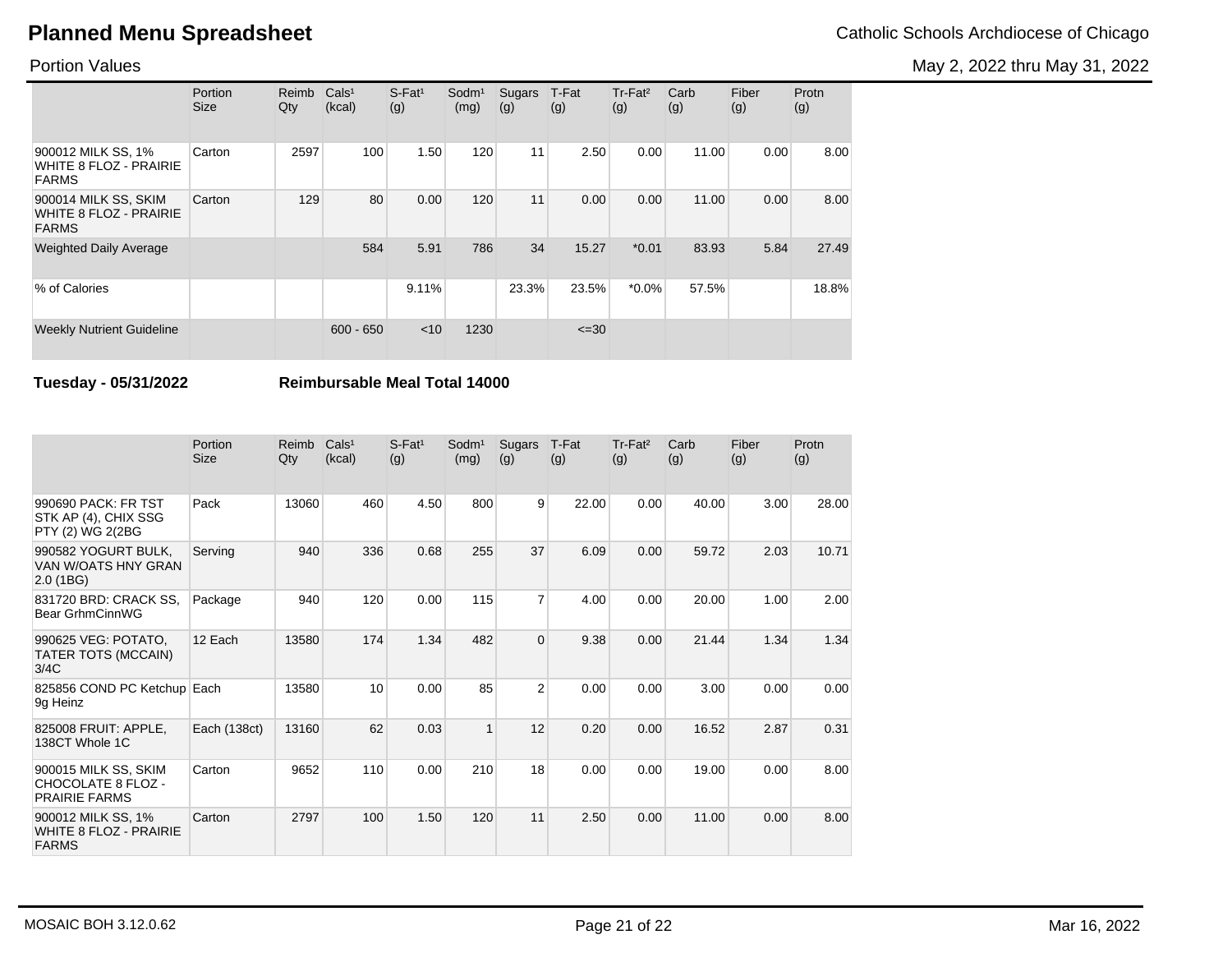# Planned Menu Spreadsheet

Catholic Schools Archdiocese of Chicago

Portion Values

May 2, 2022 thru May 31, 2022

| | Portion Size | Reimb Qty | Cals¹ (kcal) | S-Fat¹ (g) | Sodm¹ (mg) | Sugars (g) | T-Fat (g) | Tr-Fat² (g) | Carb (g) | Fiber (g) | Protn (g) |
|---|---|---|---|---|---|---|---|---|---|---|---|
| 900012 MILK SS, 1% WHITE 8 FLOZ - PRAIRIE FARMS | Carton | 2597 | 100 | 1.50 | 120 | 11 | 2.50 | 0.00 | 11.00 | 0.00 | 8.00 |
| 900014 MILK SS, SKIM WHITE 8 FLOZ - PRAIRIE FARMS | Carton | 129 | 80 | 0.00 | 120 | 11 | 0.00 | 0.00 | 11.00 | 0.00 | 8.00 |
| Weighted Daily Average | | | 584 | 5.91 | 786 | 34 | 15.27 | *0.01 | 83.93 | 5.84 | 27.49 |
| % of Calories | | | | 9.11% | | 23.3% | 23.5% | *0.0% | 57.5% | | 18.8% |
| Weekly Nutrient Guideline | | | 600 - 650 | <10 | 1230 | | <=30 | | | | |

**Tuesday - 05/31/2022** **Reimbursable Meal Total 14000**

| | Portion Size | Reimb Qty | Cals¹ (kcal) | S-Fat¹ (g) | Sodm¹ (mg) | Sugars (g) | T-Fat (g) | Tr-Fat² (g) | Carb (g) | Fiber (g) | Protn (g) |
|---|---|---|---|---|---|---|---|---|---|---|---|
| 990690 PACK: FR TST STK AP (4), CHIX SSG PTY (2) WG 2(2BG | Pack | 13060 | 460 | 4.50 | 800 | 9 | 22.00 | 0.00 | 40.00 | 3.00 | 28.00 |
| 990582 YOGURT BULK, VAN W/OATS HNY GRAN 2.0 (1BG) | Serving | 940 | 336 | 0.68 | 255 | 37 | 6.09 | 0.00 | 59.72 | 2.03 | 10.71 |
| 831720 BRD: CRACK SS, Bear GrhmCinnWG | Package | 940 | 120 | 0.00 | 115 | 7 | 4.00 | 0.00 | 20.00 | 1.00 | 2.00 |
| 990625 VEG: POTATO, TATER TOTS (MCCAIN) 3/4C | 12 Each | 13580 | 174 | 1.34 | 482 | 0 | 9.38 | 0.00 | 21.44 | 1.34 | 1.34 |
| 825856 COND PC Ketchup 9g Heinz | Each | 13580 | 10 | 0.00 | 85 | 2 | 0.00 | 0.00 | 3.00 | 0.00 | 0.00 |
| 825008 FRUIT: APPLE, 138CT Whole 1C | Each (138ct) | 13160 | 62 | 0.03 | 1 | 12 | 0.20 | 0.00 | 16.52 | 2.87 | 0.31 |
| 900015 MILK SS, SKIM CHOCOLATE 8 FLOZ - PRAIRIE FARMS | Carton | 9652 | 110 | 0.00 | 210 | 18 | 0.00 | 0.00 | 19.00 | 0.00 | 8.00 |
| 900012 MILK SS, 1% WHITE 8 FLOZ - PRAIRIE FARMS | Carton | 2797 | 100 | 1.50 | 120 | 11 | 2.50 | 0.00 | 11.00 | 0.00 | 8.00 |

MOSAIC BOH 3.12.0.62 | Mar 16, 2022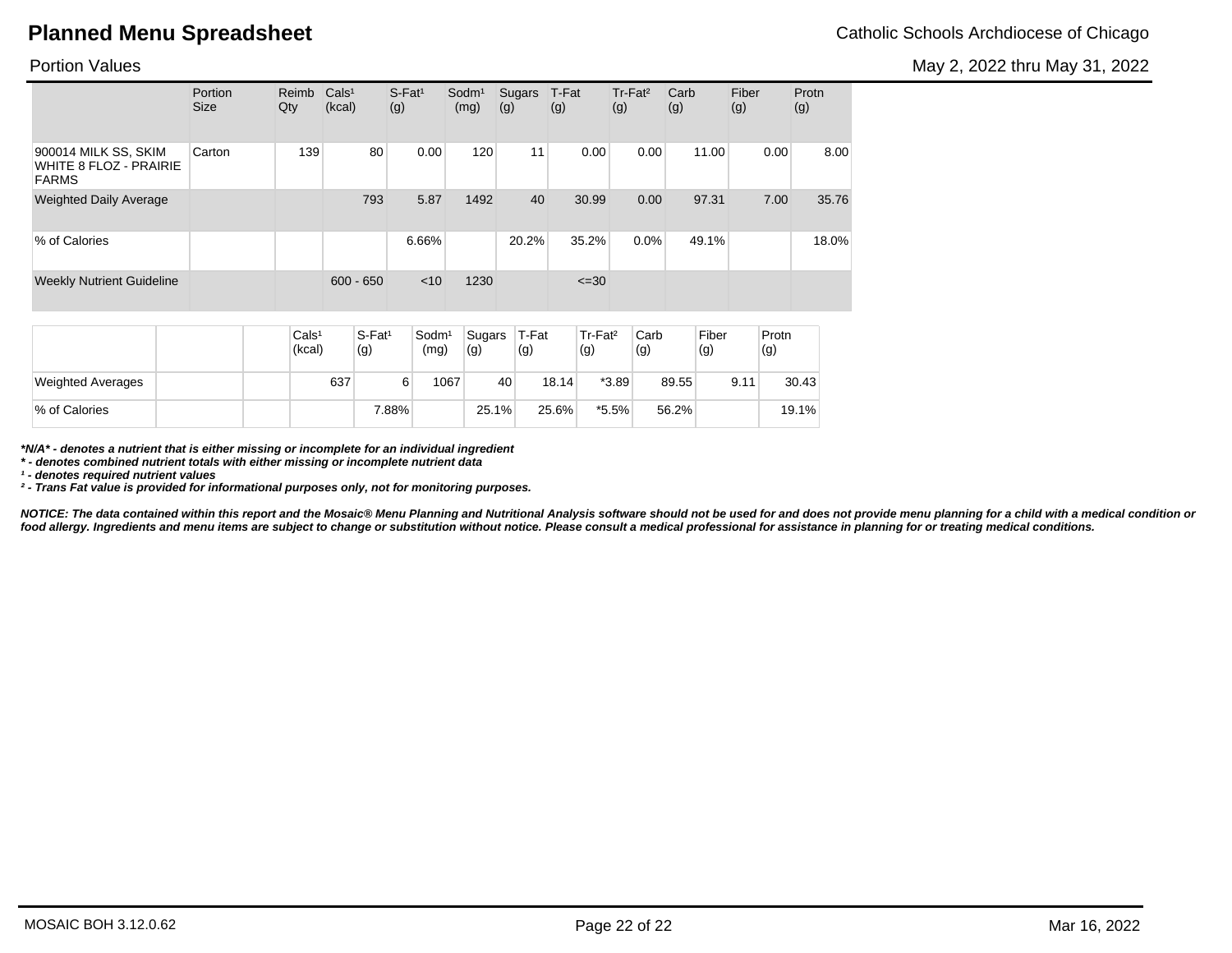# Planned Menu Spreadsheet

Catholic Schools Archdiocese of Chicago

Portion Values

May 2, 2022 thru May 31, 2022

| | Portion Size | Reimb Qty | Cals¹ (kcal) | S-Fat¹ (g) | Sodm¹ (mg) | Sugars (g) | T-Fat (g) | Tr-Fat² (g) | Carb (g) | Fiber (g) | Protn (g) |
|---|---|---|---|---|---|---|---|---|---|---|---|
| 900014 MILK SS, SKIM WHITE 8 FLOZ - PRAIRIE FARMS | Carton | 139 | 80 | 0.00 | 120 | 11 | 0.00 | 0.00 | 11.00 | 0.00 | 8.00 |
| Weighted Daily Average | | | 793 | 5.87 | 1492 | 40 | 30.99 | 0.00 | 97.31 | 7.00 | 35.76 |
| % of Calories | | | | 6.66% | | 20.2% | 35.2% | 0.0% | 49.1% | | 18.0% |
| Weekly Nutrient Guideline | | | 600 - 650 | <10 | 1230 | | <=30 | | | | |

| | | | Cals¹ (kcal) | S-Fat¹ (g) | Sodm¹ (mg) | Sugars (g) | T-Fat (g) | Tr-Fat² (g) | Carb (g) | Fiber (g) | Protn (g) |
|---|---|---|---|---|---|---|---|---|---|---|---|
| Weighted Averages | | | 637 | 6 | 1067 | 40 | 18.14 | *3.89 | 89.55 | 9.11 | 30.43 |
| % of Calories | | | | 7.88% | | 25.1% | 25.6% | *5.5% | 56.2% | | 19.1% |

***N/A* - denotes a nutrient that is either missing or incomplete for an individual ingredient**

***\* - denotes combined nutrient totals with either missing or incomplete nutrient data***

***¹ - denotes required nutrient values***

***² - Trans Fat value is provided for informational purposes only, not for monitoring purposes.***

***NOTICE: The data contained within this report and the Mosaic® Menu Planning and Nutritional Analysis software should not be used for and does not provide menu planning for a child with a medical condition or food allergy. Ingredients and menu items are subject to change or substitution without notice. Please consult a medical professional for assistance in planning for or treating medical conditions.***

MOSAIC BOH 3.12.0.62

Mar 16, 2022